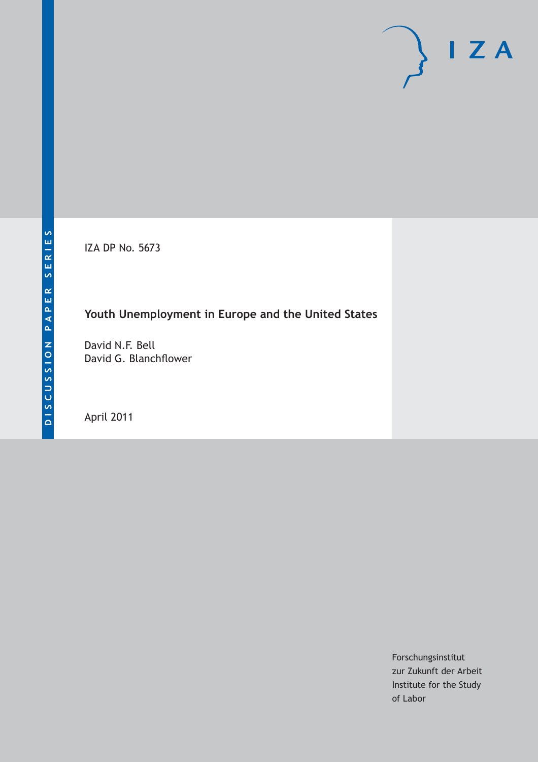DISCUSSION PAPER SERIES

IZA DP No. 5673

# Youth Unemployment in Europe and the United States

David N.F. Bell
David G. Blanchflower

April 2011

Forschungsinstitut
zur Zukunft der Arbeit
Institute for the Study
of Labor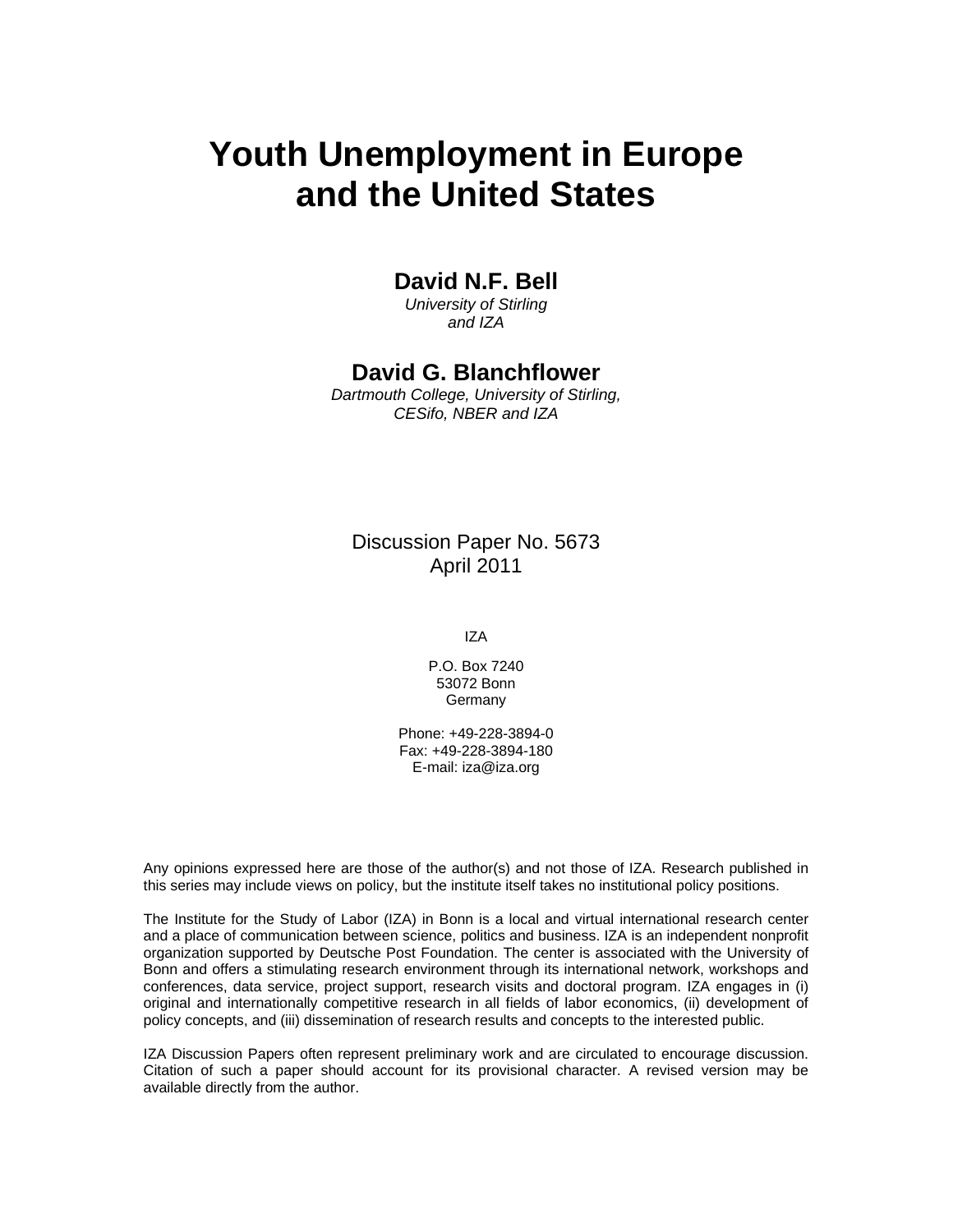# Youth Unemployment in Europe and the United States

**David N.F. Bell**

*University of Stirling and IZA*

**David G. Blanchflower**

*Dartmouth College, University of Stirling, CESifo, NBER and IZA*

Discussion Paper No. 5673
April 2011

IZA

P.O. Box 7240
53072 Bonn
Germany

Phone: +49-228-3894-0
Fax: +49-228-3894-180
E-mail: iza@iza.org

Any opinions expressed here are those of the author(s) and not those of IZA. Research published in this series may include views on policy, but the institute itself takes no institutional policy positions.

The Institute for the Study of Labor (IZA) in Bonn is a local and virtual international research center and a place of communication between science, politics and business. IZA is an independent nonprofit organization supported by Deutsche Post Foundation. The center is associated with the University of Bonn and offers a stimulating research environment through its international network, workshops and conferences, data service, project support, research visits and doctoral program. IZA engages in (i) original and internationally competitive research in all fields of labor economics, (ii) development of policy concepts, and (iii) dissemination of research results and concepts to the interested public.

IZA Discussion Papers often represent preliminary work and are circulated to encourage discussion. Citation of such a paper should account for its provisional character. A revised version may be available directly from the author.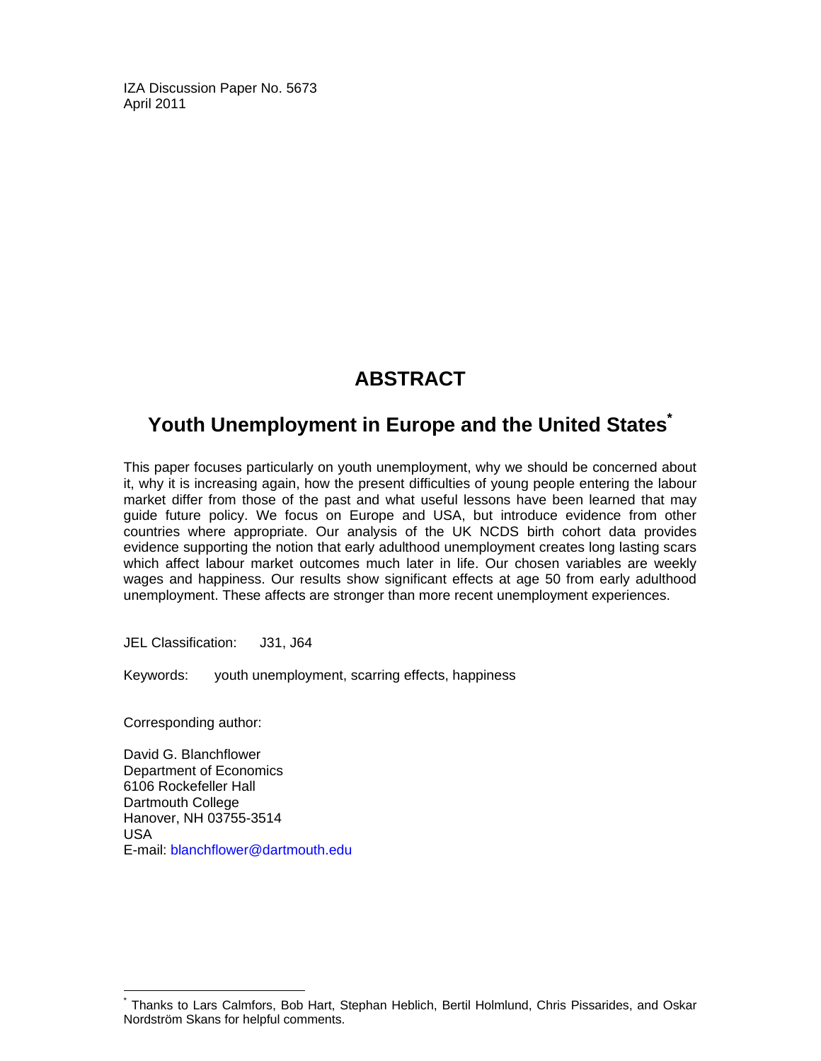IZA Discussion Paper No. 5673
April 2011

# ABSTRACT

## Youth Unemployment in Europe and the United States*

This paper focuses particularly on youth unemployment, why we should be concerned about it, why it is increasing again, how the present difficulties of young people entering the labour market differ from those of the past and what useful lessons have been learned that may guide future policy. We focus on Europe and USA, but introduce evidence from other countries where appropriate. Our analysis of the UK NCDS birth cohort data provides evidence supporting the notion that early adulthood unemployment creates long lasting scars which affect labour market outcomes much later in life. Our chosen variables are weekly wages and happiness. Our results show significant effects at age 50 from early adulthood unemployment. These affects are stronger than more recent unemployment experiences.

JEL Classification: J31, J64

Keywords: youth unemployment, scarring effects, happiness

Corresponding author:

David G. Blanchflower
Department of Economics
6106 Rockefeller Hall
Dartmouth College
Hanover, NH 03755-3514
USA
E-mail: blanchflower@dartmouth.edu

* Thanks to Lars Calmfors, Bob Hart, Stephan Heblich, Bertil Holmlund, Chris Pissarides, and Oskar Nordström Skans for helpful comments.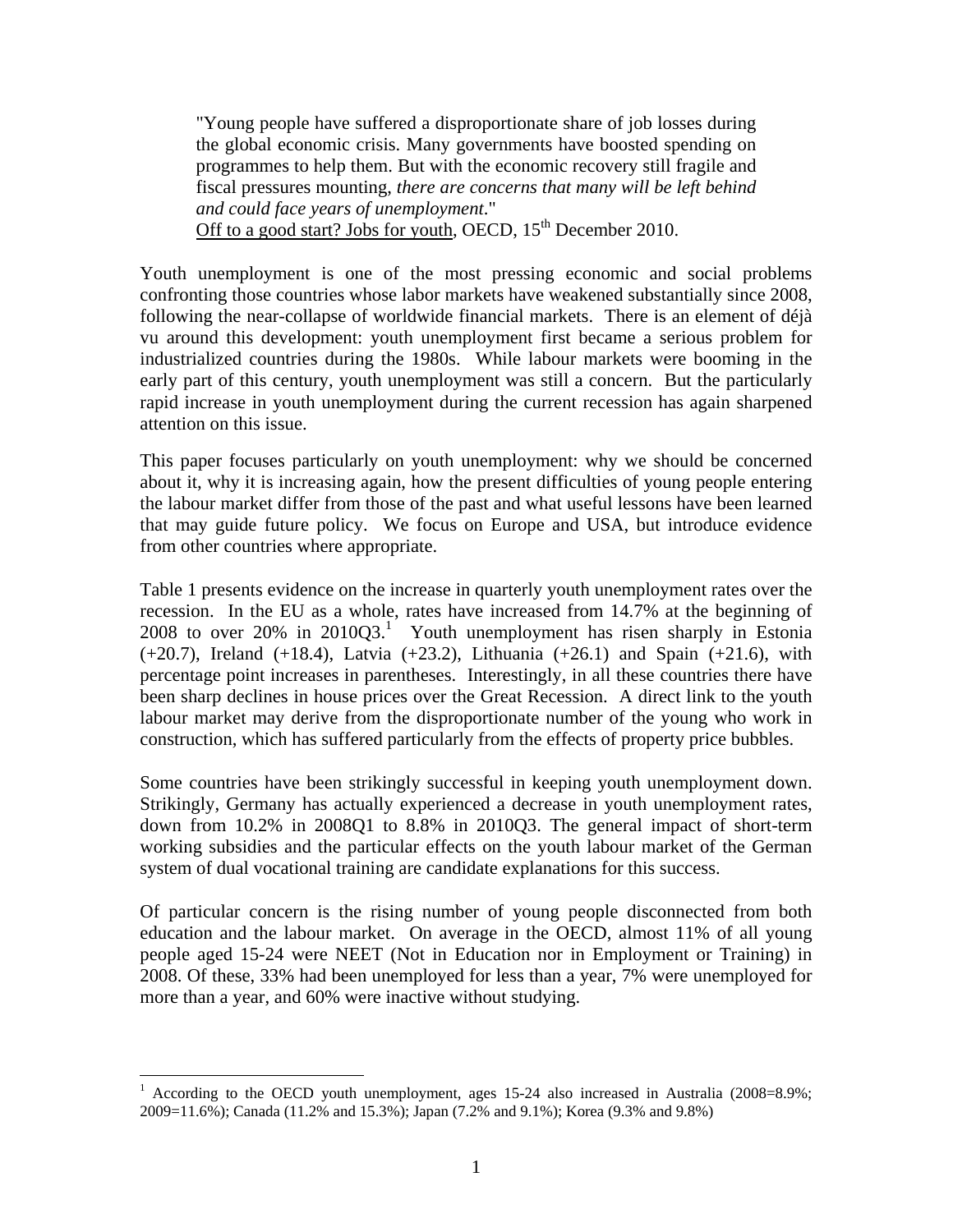> "Young people have suffered a disproportionate share of job losses during the global economic crisis. Many governments have boosted spending on programmes to help them. But with the economic recovery still fragile and fiscal pressures mounting, *there are concerns that many will be left behind and could face years of unemployment*."
> Off to a good start? Jobs for youth, OECD, 15th December 2010.

Youth unemployment is one of the most pressing economic and social problems confronting those countries whose labor markets have weakened substantially since 2008, following the near-collapse of worldwide financial markets. There is an element of déjà vu around this development: youth unemployment first became a serious problem for industrialized countries during the 1980s. While labour markets were booming in the early part of this century, youth unemployment was still a concern. But the particularly rapid increase in youth unemployment during the current recession has again sharpened attention on this issue.

This paper focuses particularly on youth unemployment: why we should be concerned about it, why it is increasing again, how the present difficulties of young people entering the labour market differ from those of the past and what useful lessons have been learned that may guide future policy. We focus on Europe and USA, but introduce evidence from other countries where appropriate.

Table 1 presents evidence on the increase in quarterly youth unemployment rates over the recession. In the EU as a whole, rates have increased from 14.7% at the beginning of 2008 to over 20% in 2010Q3.[1] Youth unemployment has risen sharply in Estonia (+20.7), Ireland (+18.4), Latvia (+23.2), Lithuania (+26.1) and Spain (+21.6), with percentage point increases in parentheses. Interestingly, in all these countries there have been sharp declines in house prices over the Great Recession. A direct link to the youth labour market may derive from the disproportionate number of the young who work in construction, which has suffered particularly from the effects of property price bubbles.

Some countries have been strikingly successful in keeping youth unemployment down. Strikingly, Germany has actually experienced a decrease in youth unemployment rates, down from 10.2% in 2008Q1 to 8.8% in 2010Q3. The general impact of short-term working subsidies and the particular effects on the youth labour market of the German system of dual vocational training are candidate explanations for this success.

Of particular concern is the rising number of young people disconnected from both education and the labour market. On average in the OECD, almost 11% of all young people aged 15-24 were NEET (Not in Education nor in Employment or Training) in 2008. Of these, 33% had been unemployed for less than a year, 7% were unemployed for more than a year, and 60% were inactive without studying.

[1] According to the OECD youth unemployment, ages 15-24 also increased in Australia (2008=8.9%; 2009=11.6%); Canada (11.2% and 15.3%); Japan (7.2% and 9.1%); Korea (9.3% and 9.8%)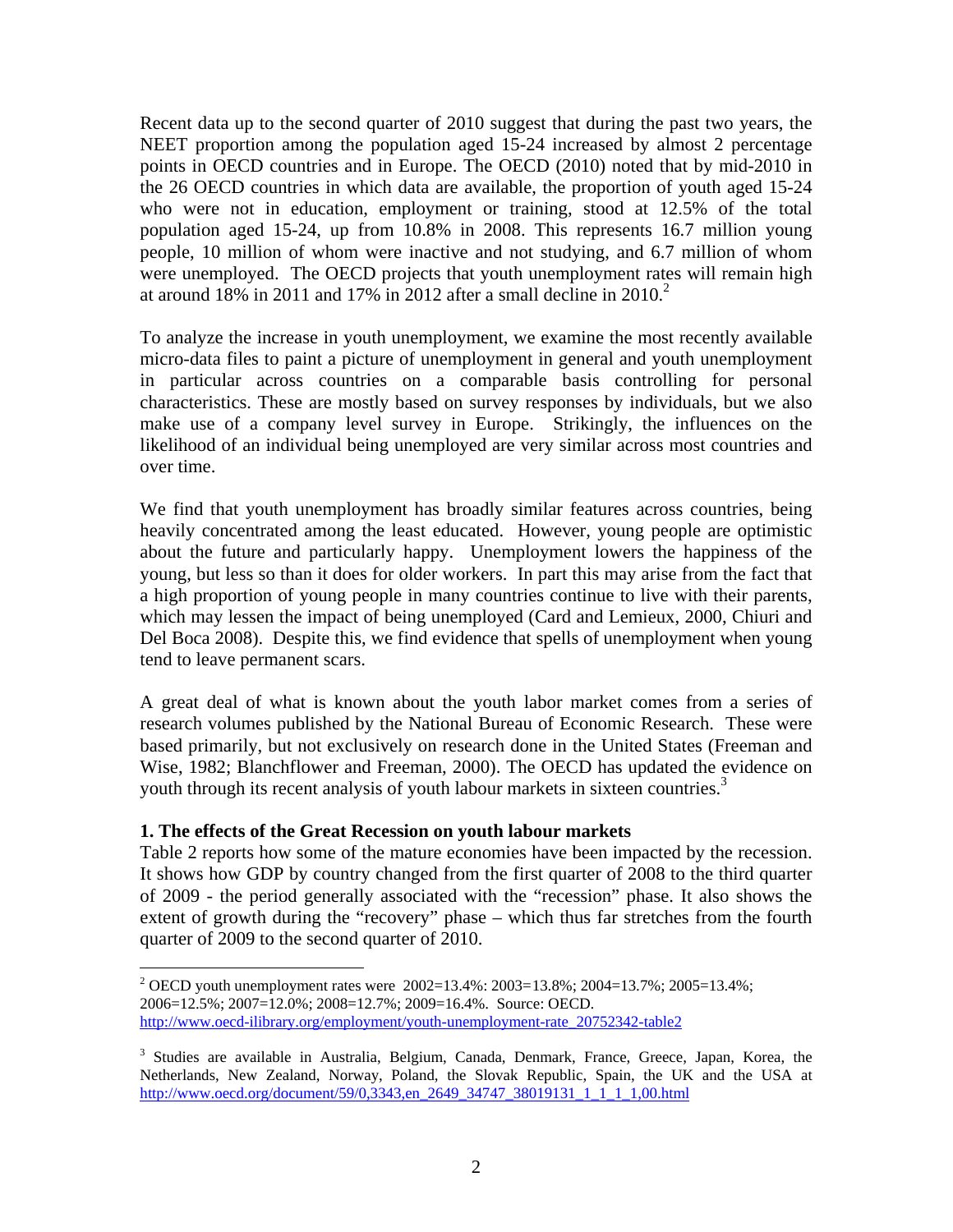Recent data up to the second quarter of 2010 suggest that during the past two years, the NEET proportion among the population aged 15-24 increased by almost 2 percentage points in OECD countries and in Europe. The OECD (2010) noted that by mid-2010 in the 26 OECD countries in which data are available, the proportion of youth aged 15-24 who were not in education, employment or training, stood at 12.5% of the total population aged 15-24, up from 10.8% in 2008. This represents 16.7 million young people, 10 million of whom were inactive and not studying, and 6.7 million of whom were unemployed. The OECD projects that youth unemployment rates will remain high at around 18% in 2011 and 17% in 2012 after a small decline in 2010.[2]

To analyze the increase in youth unemployment, we examine the most recently available micro-data files to paint a picture of unemployment in general and youth unemployment in particular across countries on a comparable basis controlling for personal characteristics. These are mostly based on survey responses by individuals, but we also make use of a company level survey in Europe. Strikingly, the influences on the likelihood of an individual being unemployed are very similar across most countries and over time.

We find that youth unemployment has broadly similar features across countries, being heavily concentrated among the least educated. However, young people are optimistic about the future and particularly happy. Unemployment lowers the happiness of the young, but less so than it does for older workers. In part this may arise from the fact that a high proportion of young people in many countries continue to live with their parents, which may lessen the impact of being unemployed (Card and Lemieux, 2000, Chiuri and Del Boca 2008). Despite this, we find evidence that spells of unemployment when young tend to leave permanent scars.

A great deal of what is known about the youth labor market comes from a series of research volumes published by the National Bureau of Economic Research. These were based primarily, but not exclusively on research done in the United States (Freeman and Wise, 1982; Blanchflower and Freeman, 2000). The OECD has updated the evidence on youth through its recent analysis of youth labour markets in sixteen countries.[3]

**1. The effects of the Great Recession on youth labour markets**

Table 2 reports how some of the mature economies have been impacted by the recession. It shows how GDP by country changed from the first quarter of 2008 to the third quarter of 2009 - the period generally associated with the "recession" phase. It also shows the extent of growth during the "recovery" phase – which thus far stretches from the fourth quarter of 2009 to the second quarter of 2010.

---

[2] OECD youth unemployment rates were 2002=13.4%: 2003=13.8%; 2004=13.7%; 2005=13.4%; 2006=12.5%; 2007=12.0%; 2008=12.7%; 2009=16.4%. Source: OECD. http://www.oecd-ilibrary.org/employment/youth-unemployment-rate_20752342-table2

[3] Studies are available in Australia, Belgium, Canada, Denmark, France, Greece, Japan, Korea, the Netherlands, New Zealand, Norway, Poland, the Slovak Republic, Spain, the UK and the USA at http://www.oecd.org/document/59/0,3343,en_2649_34747_38019131_1_1_1_1,00.html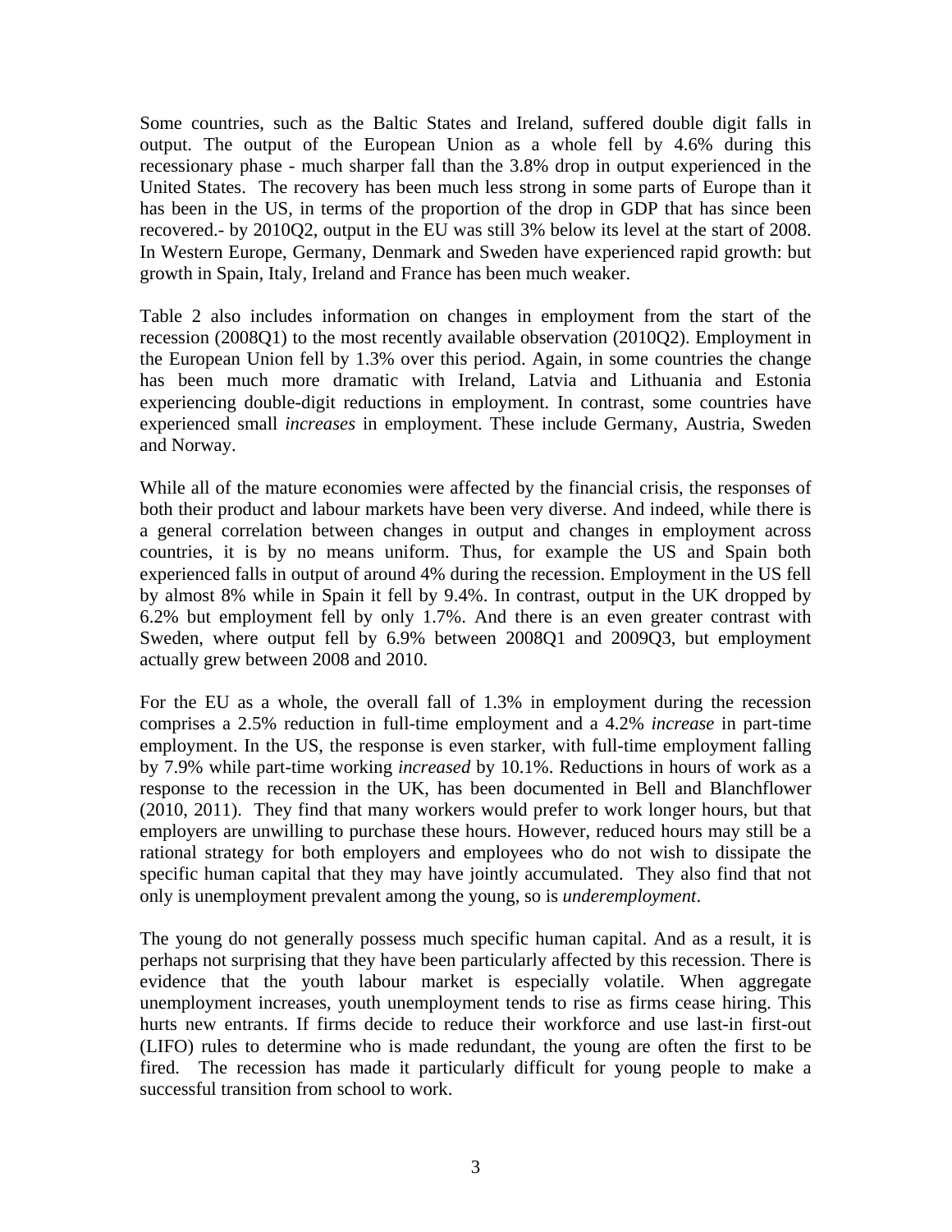Some countries, such as the Baltic States and Ireland, suffered double digit falls in output. The output of the European Union as a whole fell by 4.6% during this recessionary phase - much sharper fall than the 3.8% drop in output experienced in the United States. The recovery has been much less strong in some parts of Europe than it has been in the US, in terms of the proportion of the drop in GDP that has since been recovered.- by 2010Q2, output in the EU was still 3% below its level at the start of 2008. In Western Europe, Germany, Denmark and Sweden have experienced rapid growth: but growth in Spain, Italy, Ireland and France has been much weaker.

Table 2 also includes information on changes in employment from the start of the recession (2008Q1) to the most recently available observation (2010Q2). Employment in the European Union fell by 1.3% over this period. Again, in some countries the change has been much more dramatic with Ireland, Latvia and Lithuania and Estonia experiencing double-digit reductions in employment. In contrast, some countries have experienced small *increases* in employment. These include Germany, Austria, Sweden and Norway.

While all of the mature economies were affected by the financial crisis, the responses of both their product and labour markets have been very diverse. And indeed, while there is a general correlation between changes in output and changes in employment across countries, it is by no means uniform. Thus, for example the US and Spain both experienced falls in output of around 4% during the recession. Employment in the US fell by almost 8% while in Spain it fell by 9.4%. In contrast, output in the UK dropped by 6.2% but employment fell by only 1.7%. And there is an even greater contrast with Sweden, where output fell by 6.9% between 2008Q1 and 2009Q3, but employment actually grew between 2008 and 2010.

For the EU as a whole, the overall fall of 1.3% in employment during the recession comprises a 2.5% reduction in full-time employment and a 4.2% *increase* in part-time employment. In the US, the response is even starker, with full-time employment falling by 7.9% while part-time working *increased* by 10.1%. Reductions in hours of work as a response to the recession in the UK, has been documented in Bell and Blanchflower (2010, 2011). They find that many workers would prefer to work longer hours, but that employers are unwilling to purchase these hours. However, reduced hours may still be a rational strategy for both employers and employees who do not wish to dissipate the specific human capital that they may have jointly accumulated. They also find that not only is unemployment prevalent among the young, so is *underemployment*.

The young do not generally possess much specific human capital. And as a result, it is perhaps not surprising that they have been particularly affected by this recession. There is evidence that the youth labour market is especially volatile. When aggregate unemployment increases, youth unemployment tends to rise as firms cease hiring. This hurts new entrants. If firms decide to reduce their workforce and use last-in first-out (LIFO) rules to determine who is made redundant, the young are often the first to be fired. The recession has made it particularly difficult for young people to make a successful transition from school to work.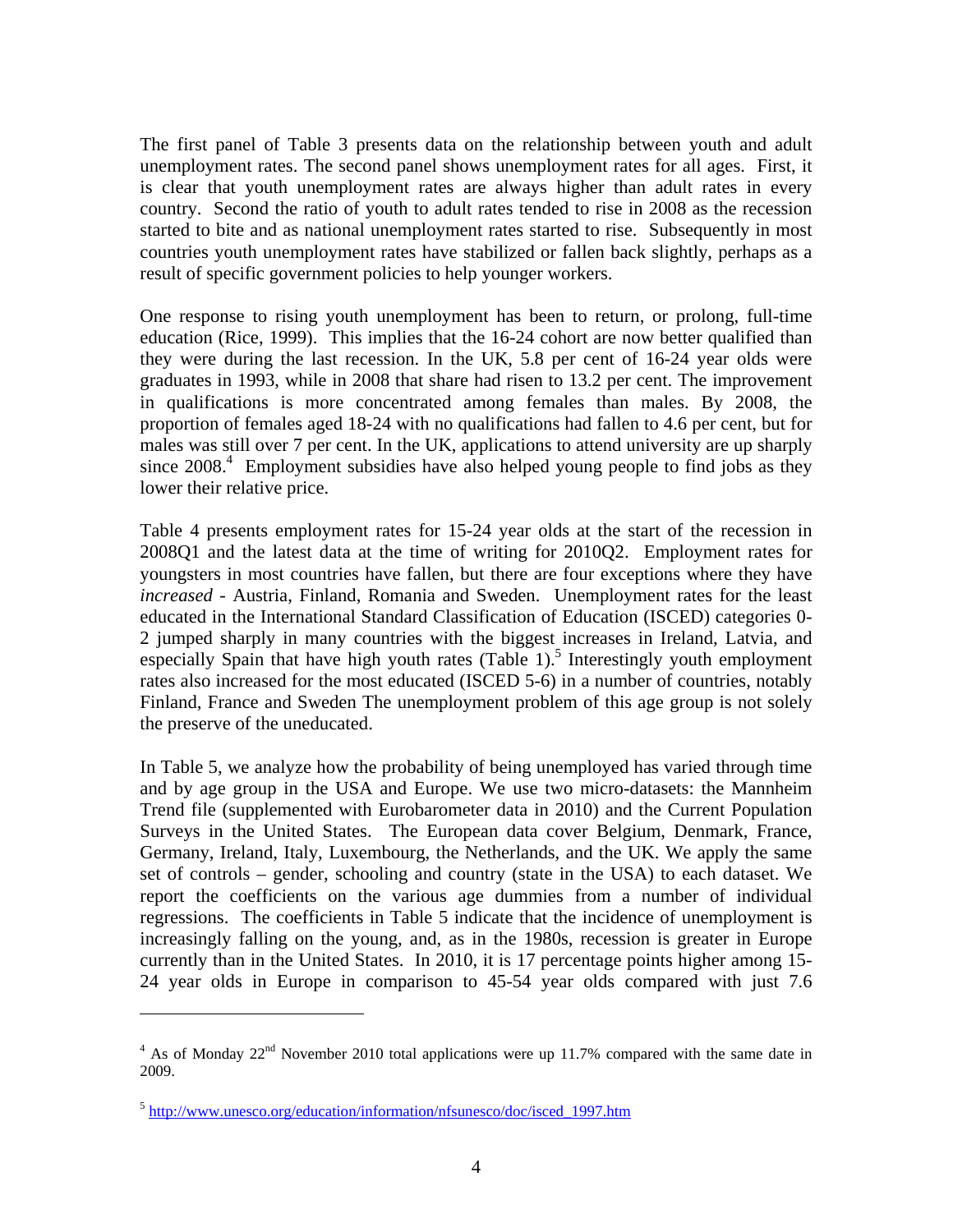The first panel of Table 3 presents data on the relationship between youth and adult unemployment rates. The second panel shows unemployment rates for all ages. First, it is clear that youth unemployment rates are always higher than adult rates in every country. Second the ratio of youth to adult rates tended to rise in 2008 as the recession started to bite and as national unemployment rates started to rise. Subsequently in most countries youth unemployment rates have stabilized or fallen back slightly, perhaps as a result of specific government policies to help younger workers.

One response to rising youth unemployment has been to return, or prolong, full-time education (Rice, 1999). This implies that the 16-24 cohort are now better qualified than they were during the last recession. In the UK, 5.8 per cent of 16-24 year olds were graduates in 1993, while in 2008 that share had risen to 13.2 per cent. The improvement in qualifications is more concentrated among females than males. By 2008, the proportion of females aged 18-24 with no qualifications had fallen to 4.6 per cent, but for males was still over 7 per cent. In the UK, applications to attend university are up sharply since 2008.[4] Employment subsidies have also helped young people to find jobs as they lower their relative price.

Table 4 presents employment rates for 15-24 year olds at the start of the recession in 2008Q1 and the latest data at the time of writing for 2010Q2. Employment rates for youngsters in most countries have fallen, but there are four exceptions where they have *increased* - Austria, Finland, Romania and Sweden. Unemployment rates for the least educated in the International Standard Classification of Education (ISCED) categories 0-2 jumped sharply in many countries with the biggest increases in Ireland, Latvia, and especially Spain that have high youth rates (Table 1).[5] Interestingly youth employment rates also increased for the most educated (ISCED 5-6) in a number of countries, notably Finland, France and Sweden The unemployment problem of this age group is not solely the preserve of the uneducated.

In Table 5, we analyze how the probability of being unemployed has varied through time and by age group in the USA and Europe. We use two micro-datasets: the Mannheim Trend file (supplemented with Eurobarometer data in 2010) and the Current Population Surveys in the United States. The European data cover Belgium, Denmark, France, Germany, Ireland, Italy, Luxembourg, the Netherlands, and the UK. We apply the same set of controls – gender, schooling and country (state in the USA) to each dataset. We report the coefficients on the various age dummies from a number of individual regressions. The coefficients in Table 5 indicate that the incidence of unemployment is increasingly falling on the young, and, as in the 1980s, recession is greater in Europe currently than in the United States. In 2010, it is 17 percentage points higher among 15-24 year olds in Europe in comparison to 45-54 year olds compared with just 7.6

---

[4] As of Monday 22nd November 2010 total applications were up 11.7% compared with the same date in 2009.

[5] http://www.unesco.org/education/information/nfsunesco/doc/isced_1997.htm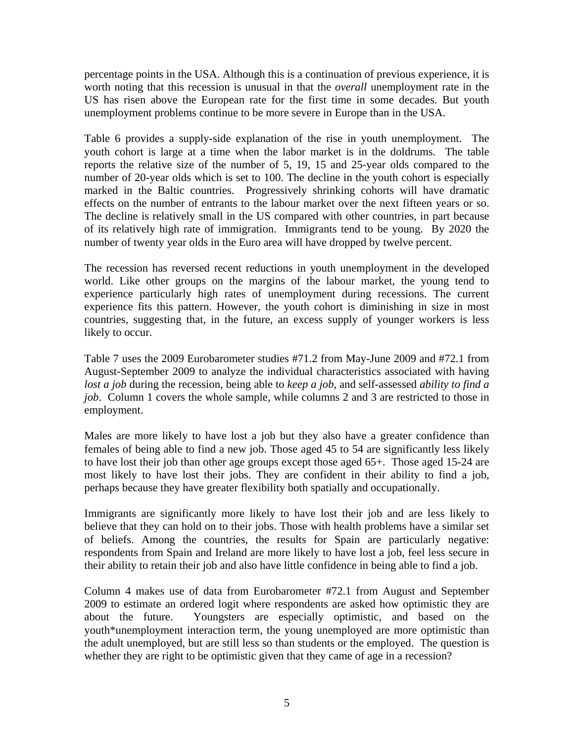percentage points in the USA. Although this is a continuation of previous experience, it is worth noting that this recession is unusual in that the *overall* unemployment rate in the US has risen above the European rate for the first time in some decades. But youth unemployment problems continue to be more severe in Europe than in the USA.

Table 6 provides a supply-side explanation of the rise in youth unemployment. The youth cohort is large at a time when the labor market is in the doldrums. The table reports the relative size of the number of 5, 19, 15 and 25-year olds compared to the number of 20-year olds which is set to 100. The decline in the youth cohort is especially marked in the Baltic countries. Progressively shrinking cohorts will have dramatic effects on the number of entrants to the labour market over the next fifteen years or so. The decline is relatively small in the US compared with other countries, in part because of its relatively high rate of immigration. Immigrants tend to be young. By 2020 the number of twenty year olds in the Euro area will have dropped by twelve percent.

The recession has reversed recent reductions in youth unemployment in the developed world. Like other groups on the margins of the labour market, the young tend to experience particularly high rates of unemployment during recessions. The current experience fits this pattern. However, the youth cohort is diminishing in size in most countries, suggesting that, in the future, an excess supply of younger workers is less likely to occur.

Table 7 uses the 2009 Eurobarometer studies #71.2 from May-June 2009 and #72.1 from August-September 2009 to analyze the individual characteristics associated with having *lost a job* during the recession, being able to *keep a job*, and self-assessed *ability to find a job*. Column 1 covers the whole sample, while columns 2 and 3 are restricted to those in employment.

Males are more likely to have lost a job but they also have a greater confidence than females of being able to find a new job. Those aged 45 to 54 are significantly less likely to have lost their job than other age groups except those aged 65+. Those aged 15-24 are most likely to have lost their jobs. They are confident in their ability to find a job, perhaps because they have greater flexibility both spatially and occupationally.

Immigrants are significantly more likely to have lost their job and are less likely to believe that they can hold on to their jobs. Those with health problems have a similar set of beliefs. Among the countries, the results for Spain are particularly negative: respondents from Spain and Ireland are more likely to have lost a job, feel less secure in their ability to retain their job and also have little confidence in being able to find a job.

Column 4 makes use of data from Eurobarometer #72.1 from August and September 2009 to estimate an ordered logit where respondents are asked how optimistic they are about the future. Youngsters are especially optimistic, and based on the youth*unemployment interaction term, the young unemployed are more optimistic than the adult unemployed, but are still less so than students or the employed. The question is whether they are right to be optimistic given that they came of age in a recession?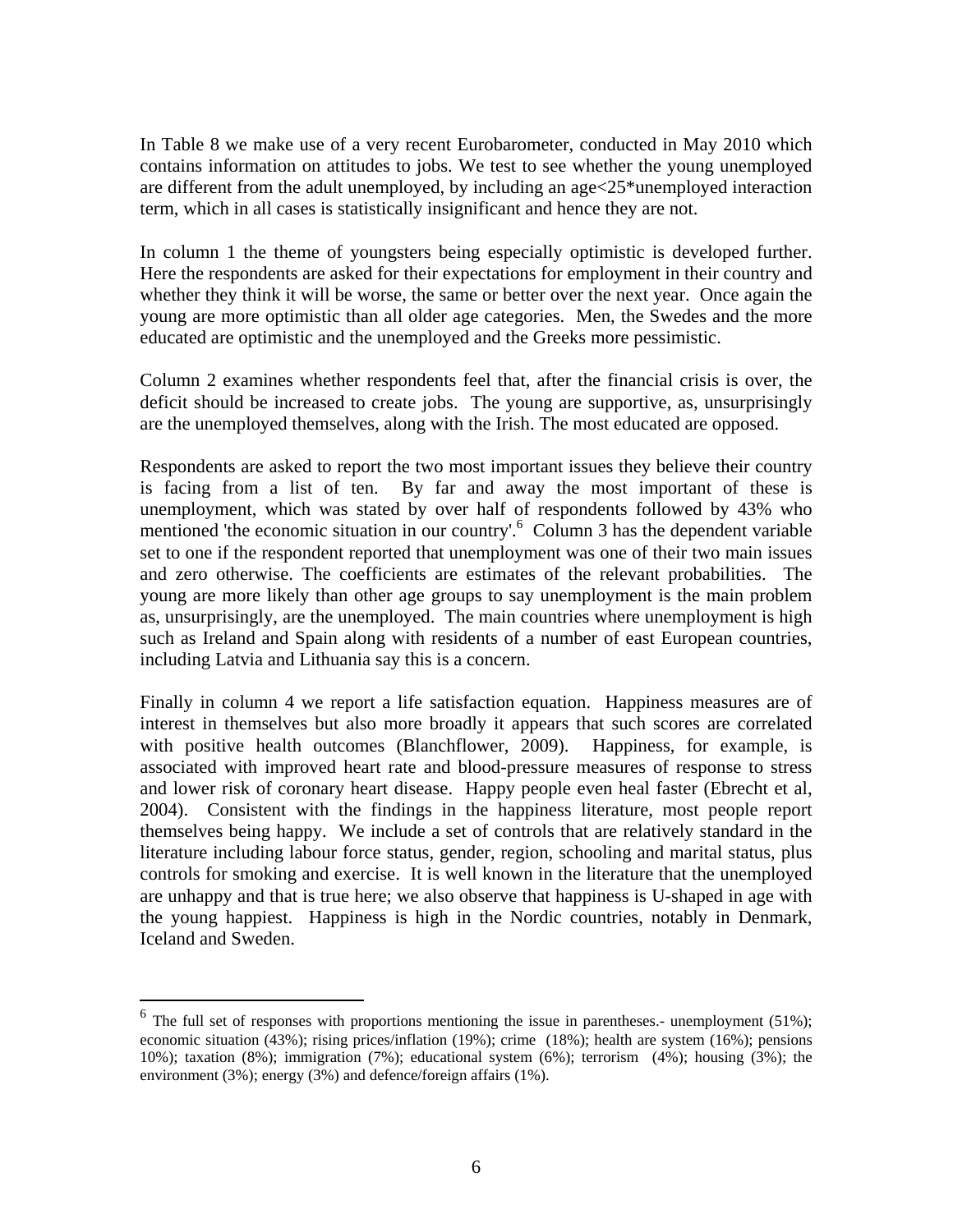In Table 8 we make use of a very recent Eurobarometer, conducted in May 2010 which contains information on attitudes to jobs. We test to see whether the young unemployed are different from the adult unemployed, by including an age<25*unemployed interaction term, which in all cases is statistically insignificant and hence they are not.

In column 1 the theme of youngsters being especially optimistic is developed further. Here the respondents are asked for their expectations for employment in their country and whether they think it will be worse, the same or better over the next year. Once again the young are more optimistic than all older age categories. Men, the Swedes and the more educated are optimistic and the unemployed and the Greeks more pessimistic.

Column 2 examines whether respondents feel that, after the financial crisis is over, the deficit should be increased to create jobs. The young are supportive, as, unsurprisingly are the unemployed themselves, along with the Irish. The most educated are opposed.

Respondents are asked to report the two most important issues they believe their country is facing from a list of ten. By far and away the most important of these is unemployment, which was stated by over half of respondents followed by 43% who mentioned 'the economic situation in our country'.[6] Column 3 has the dependent variable set to one if the respondent reported that unemployment was one of their two main issues and zero otherwise. The coefficients are estimates of the relevant probabilities. The young are more likely than other age groups to say unemployment is the main problem as, unsurprisingly, are the unemployed. The main countries where unemployment is high such as Ireland and Spain along with residents of a number of east European countries, including Latvia and Lithuania say this is a concern.

Finally in column 4 we report a life satisfaction equation. Happiness measures are of interest in themselves but also more broadly it appears that such scores are correlated with positive health outcomes (Blanchflower, 2009). Happiness, for example, is associated with improved heart rate and blood-pressure measures of response to stress and lower risk of coronary heart disease. Happy people even heal faster (Ebrecht et al, 2004). Consistent with the findings in the happiness literature, most people report themselves being happy. We include a set of controls that are relatively standard in the literature including labour force status, gender, region, schooling and marital status, plus controls for smoking and exercise. It is well known in the literature that the unemployed are unhappy and that is true here; we also observe that happiness is U-shaped in age with the young happiest. Happiness is high in the Nordic countries, notably in Denmark, Iceland and Sweden.

---

[6] The full set of responses with proportions mentioning the issue in parentheses.- unemployment (51%); economic situation (43%); rising prices/inflation (19%); crime (18%); health are system (16%); pensions 10%); taxation (8%); immigration (7%); educational system (6%); terrorism (4%); housing (3%); the environment (3%); energy (3%) and defence/foreign affairs (1%).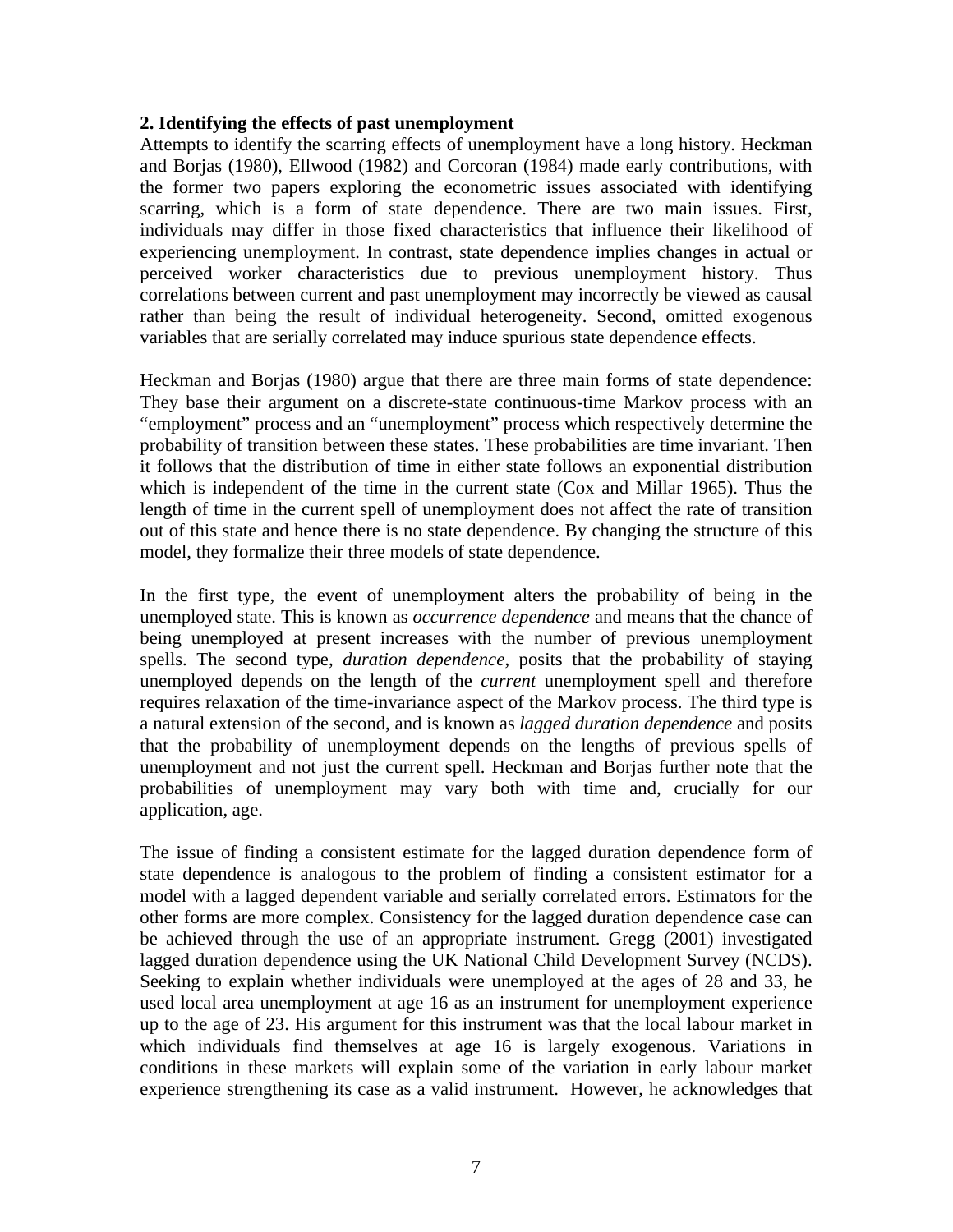## 2. Identifying the effects of past unemployment

Attempts to identify the scarring effects of unemployment have a long history. Heckman and Borjas (1980), Ellwood (1982) and Corcoran (1984) made early contributions, with the former two papers exploring the econometric issues associated with identifying scarring, which is a form of state dependence. There are two main issues. First, individuals may differ in those fixed characteristics that influence their likelihood of experiencing unemployment. In contrast, state dependence implies changes in actual or perceived worker characteristics due to previous unemployment history. Thus correlations between current and past unemployment may incorrectly be viewed as causal rather than being the result of individual heterogeneity. Second, omitted exogenous variables that are serially correlated may induce spurious state dependence effects.

Heckman and Borjas (1980) argue that there are three main forms of state dependence: They base their argument on a discrete-state continuous-time Markov process with an "employment" process and an "unemployment" process which respectively determine the probability of transition between these states. These probabilities are time invariant. Then it follows that the distribution of time in either state follows an exponential distribution which is independent of the time in the current state (Cox and Millar 1965). Thus the length of time in the current spell of unemployment does not affect the rate of transition out of this state and hence there is no state dependence. By changing the structure of this model, they formalize their three models of state dependence.

In the first type, the event of unemployment alters the probability of being in the unemployed state. This is known as *occurrence dependence* and means that the chance of being unemployed at present increases with the number of previous unemployment spells. The second type, *duration dependence*, posits that the probability of staying unemployed depends on the length of the *current* unemployment spell and therefore requires relaxation of the time-invariance aspect of the Markov process. The third type is a natural extension of the second, and is known as *lagged duration dependence* and posits that the probability of unemployment depends on the lengths of previous spells of unemployment and not just the current spell. Heckman and Borjas further note that the probabilities of unemployment may vary both with time and, crucially for our application, age.

The issue of finding a consistent estimate for the lagged duration dependence form of state dependence is analogous to the problem of finding a consistent estimator for a model with a lagged dependent variable and serially correlated errors. Estimators for the other forms are more complex. Consistency for the lagged duration dependence case can be achieved through the use of an appropriate instrument. Gregg (2001) investigated lagged duration dependence using the UK National Child Development Survey (NCDS). Seeking to explain whether individuals were unemployed at the ages of 28 and 33, he used local area unemployment at age 16 as an instrument for unemployment experience up to the age of 23. His argument for this instrument was that the local labour market in which individuals find themselves at age 16 is largely exogenous. Variations in conditions in these markets will explain some of the variation in early labour market experience strengthening its case as a valid instrument. However, he acknowledges that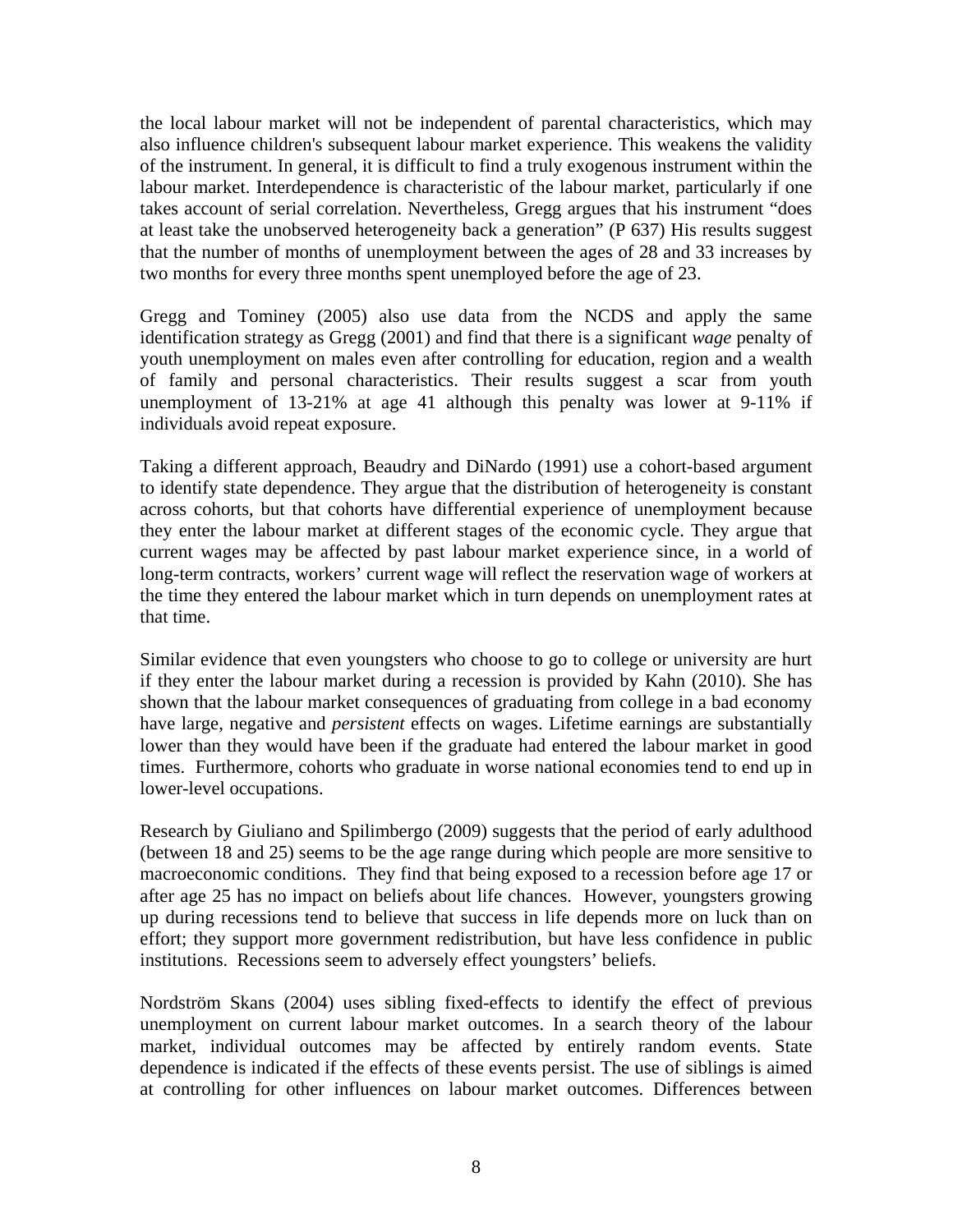the local labour market will not be independent of parental characteristics, which may also influence children's subsequent labour market experience. This weakens the validity of the instrument. In general, it is difficult to find a truly exogenous instrument within the labour market. Interdependence is characteristic of the labour market, particularly if one takes account of serial correlation. Nevertheless, Gregg argues that his instrument "does at least take the unobserved heterogeneity back a generation" (P 637) His results suggest that the number of months of unemployment between the ages of 28 and 33 increases by two months for every three months spent unemployed before the age of 23.

Gregg and Tominey (2005) also use data from the NCDS and apply the same identification strategy as Gregg (2001) and find that there is a significant *wage* penalty of youth unemployment on males even after controlling for education, region and a wealth of family and personal characteristics. Their results suggest a scar from youth unemployment of 13-21% at age 41 although this penalty was lower at 9-11% if individuals avoid repeat exposure.

Taking a different approach, Beaudry and DiNardo (1991) use a cohort-based argument to identify state dependence. They argue that the distribution of heterogeneity is constant across cohorts, but that cohorts have differential experience of unemployment because they enter the labour market at different stages of the economic cycle. They argue that current wages may be affected by past labour market experience since, in a world of long-term contracts, workers' current wage will reflect the reservation wage of workers at the time they entered the labour market which in turn depends on unemployment rates at that time.

Similar evidence that even youngsters who choose to go to college or university are hurt if they enter the labour market during a recession is provided by Kahn (2010). She has shown that the labour market consequences of graduating from college in a bad economy have large, negative and *persistent* effects on wages. Lifetime earnings are substantially lower than they would have been if the graduate had entered the labour market in good times. Furthermore, cohorts who graduate in worse national economies tend to end up in lower-level occupations.

Research by Giuliano and Spilimbergo (2009) suggests that the period of early adulthood (between 18 and 25) seems to be the age range during which people are more sensitive to macroeconomic conditions. They find that being exposed to a recession before age 17 or after age 25 has no impact on beliefs about life chances. However, youngsters growing up during recessions tend to believe that success in life depends more on luck than on effort; they support more government redistribution, but have less confidence in public institutions. Recessions seem to adversely effect youngsters' beliefs.

Nordström Skans (2004) uses sibling fixed-effects to identify the effect of previous unemployment on current labour market outcomes. In a search theory of the labour market, individual outcomes may be affected by entirely random events. State dependence is indicated if the effects of these events persist. The use of siblings is aimed at controlling for other influences on labour market outcomes. Differences between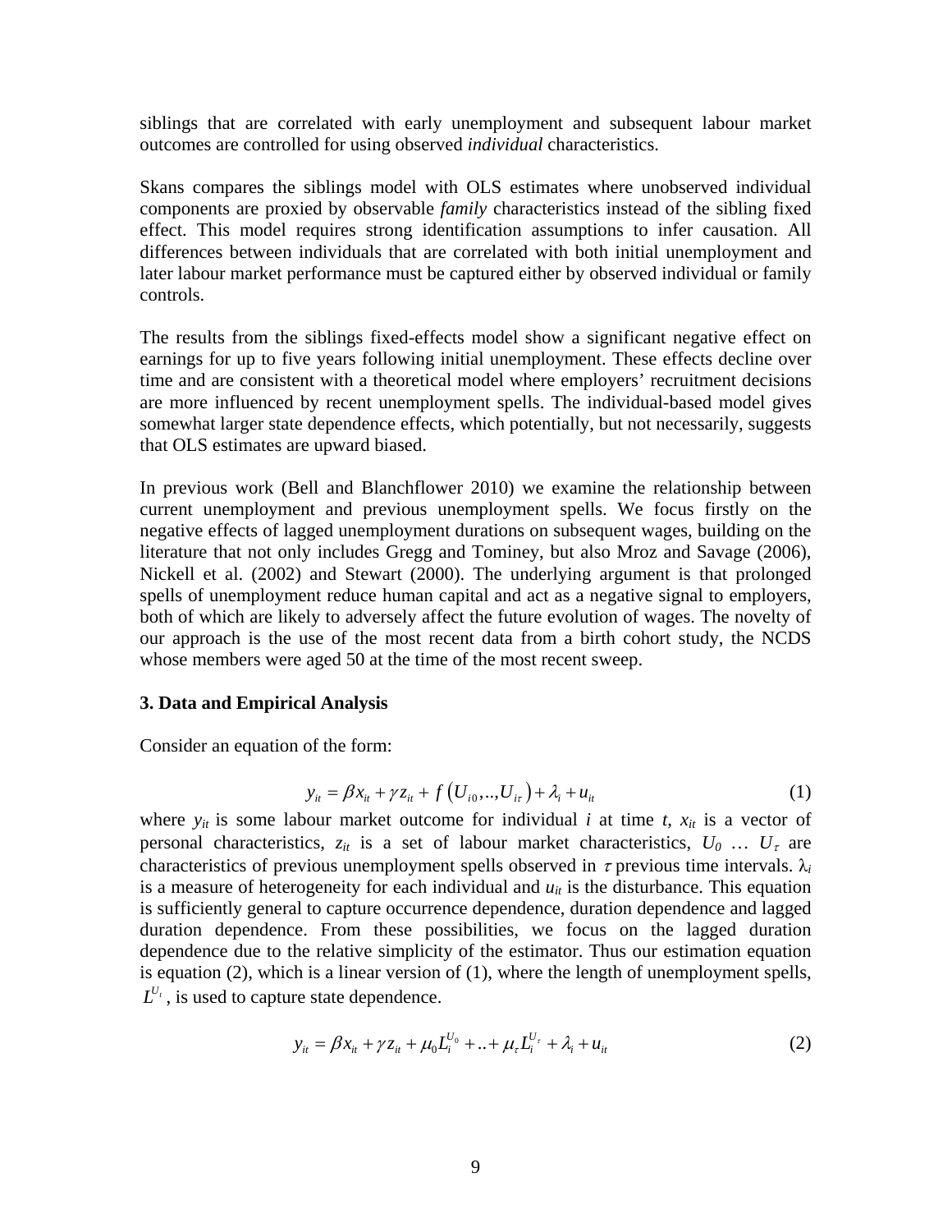siblings that are correlated with early unemployment and subsequent labour market outcomes are controlled for using observed *individual* characteristics.

Skans compares the siblings model with OLS estimates where unobserved individual components are proxied by observable *family* characteristics instead of the sibling fixed effect. This model requires strong identification assumptions to infer causation. All differences between individuals that are correlated with both initial unemployment and later labour market performance must be captured either by observed individual or family controls.

The results from the siblings fixed-effects model show a significant negative effect on earnings for up to five years following initial unemployment. These effects decline over time and are consistent with a theoretical model where employers' recruitment decisions are more influenced by recent unemployment spells. The individual-based model gives somewhat larger state dependence effects, which potentially, but not necessarily, suggests that OLS estimates are upward biased.

In previous work (Bell and Blanchflower 2010) we examine the relationship between current unemployment and previous unemployment spells. We focus firstly on the negative effects of lagged unemployment durations on subsequent wages, building on the literature that not only includes Gregg and Tominey, but also Mroz and Savage (2006), Nickell et al. (2002) and Stewart (2000). The underlying argument is that prolonged spells of unemployment reduce human capital and act as a negative signal to employers, both of which are likely to adversely affect the future evolution of wages. The novelty of our approach is the use of the most recent data from a birth cohort study, the NCDS whose members were aged 50 at the time of the most recent sweep.

### 3. Data and Empirical Analysis

Consider an equation of the form:

$$y_{it} = \beta x_{it} + \gamma z_{it} + f\left(U_{i0},..,U_{i\tau}\right) + \lambda_i + u_{it} \tag{1}$$

where $y_{it}$ is some labour market outcome for individual $i$ at time $t$, $x_{it}$ is a vector of personal characteristics, $z_{it}$ is a set of labour market characteristics, $U_0$ … $U_\tau$ are characteristics of previous unemployment spells observed in $\tau$ previous time intervals. $\lambda_i$ is a measure of heterogeneity for each individual and $u_{it}$ is the disturbance. This equation is sufficiently general to capture occurrence dependence, duration dependence and lagged duration dependence. From these possibilities, we focus on the lagged duration dependence due to the relative simplicity of the estimator. Thus our estimation equation is equation (2), which is a linear version of (1), where the length of unemployment spells, $L^{U_t}$, is used to capture state dependence.

$$y_{it} = \beta x_{it} + \gamma z_{it} + \mu_0 L_i^{U_0} + .. + \mu_\tau L_i^{U_\tau} + \lambda_i + u_{it} \tag{2}$$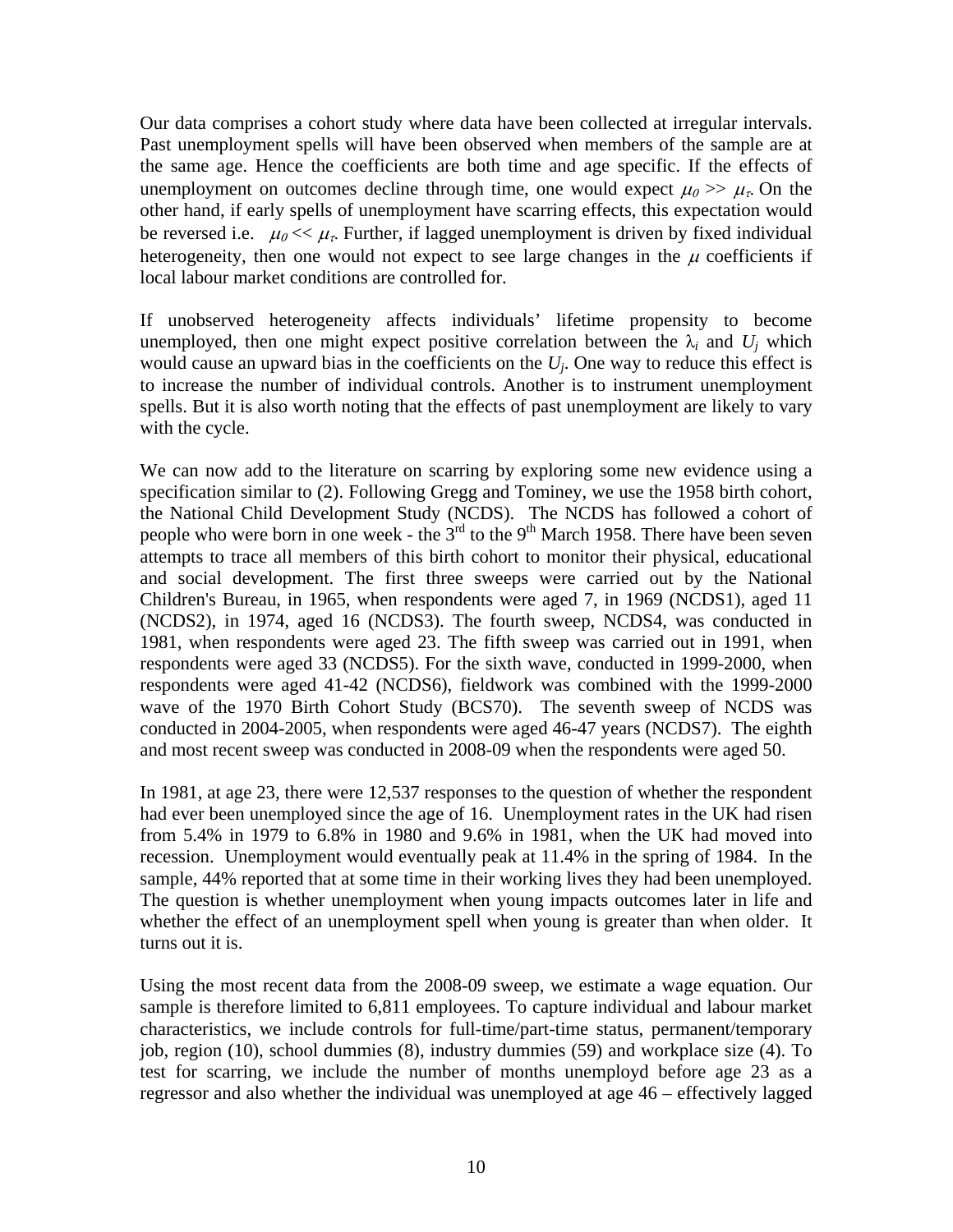Our data comprises a cohort study where data have been collected at irregular intervals. Past unemployment spells will have been observed when members of the sample are at the same age. Hence the coefficients are both time and age specific. If the effects of unemployment on outcomes decline through time, one would expect $\mu_0 >> \mu_\tau$. On the other hand, if early spells of unemployment have scarring effects, this expectation would be reversed i.e. $\mu_0 << \mu_\tau$. Further, if lagged unemployment is driven by fixed individual heterogeneity, then one would not expect to see large changes in the $\mu$ coefficients if local labour market conditions are controlled for.

If unobserved heterogeneity affects individuals' lifetime propensity to become unemployed, then one might expect positive correlation between the $\lambda_i$ and $U_j$ which would cause an upward bias in the coefficients on the $U_j$. One way to reduce this effect is to increase the number of individual controls. Another is to instrument unemployment spells. But it is also worth noting that the effects of past unemployment are likely to vary with the cycle.

We can now add to the literature on scarring by exploring some new evidence using a specification similar to (2). Following Gregg and Tominey, we use the 1958 birth cohort, the National Child Development Study (NCDS). The NCDS has followed a cohort of people who were born in one week - the 3rd to the 9th March 1958. There have been seven attempts to trace all members of this birth cohort to monitor their physical, educational and social development. The first three sweeps were carried out by the National Children's Bureau, in 1965, when respondents were aged 7, in 1969 (NCDS1), aged 11 (NCDS2), in 1974, aged 16 (NCDS3). The fourth sweep, NCDS4, was conducted in 1981, when respondents were aged 23. The fifth sweep was carried out in 1991, when respondents were aged 33 (NCDS5). For the sixth wave, conducted in 1999-2000, when respondents were aged 41-42 (NCDS6), fieldwork was combined with the 1999-2000 wave of the 1970 Birth Cohort Study (BCS70). The seventh sweep of NCDS was conducted in 2004-2005, when respondents were aged 46-47 years (NCDS7). The eighth and most recent sweep was conducted in 2008-09 when the respondents were aged 50.

In 1981, at age 23, there were 12,537 responses to the question of whether the respondent had ever been unemployed since the age of 16. Unemployment rates in the UK had risen from 5.4% in 1979 to 6.8% in 1980 and 9.6% in 1981, when the UK had moved into recession. Unemployment would eventually peak at 11.4% in the spring of 1984. In the sample, 44% reported that at some time in their working lives they had been unemployed. The question is whether unemployment when young impacts outcomes later in life and whether the effect of an unemployment spell when young is greater than when older. It turns out it is.

Using the most recent data from the 2008-09 sweep, we estimate a wage equation. Our sample is therefore limited to 6,811 employees. To capture individual and labour market characteristics, we include controls for full-time/part-time status, permanent/temporary job, region (10), school dummies (8), industry dummies (59) and workplace size (4). To test for scarring, we include the number of months unemployd before age 23 as a regressor and also whether the individual was unemployed at age 46 – effectively lagged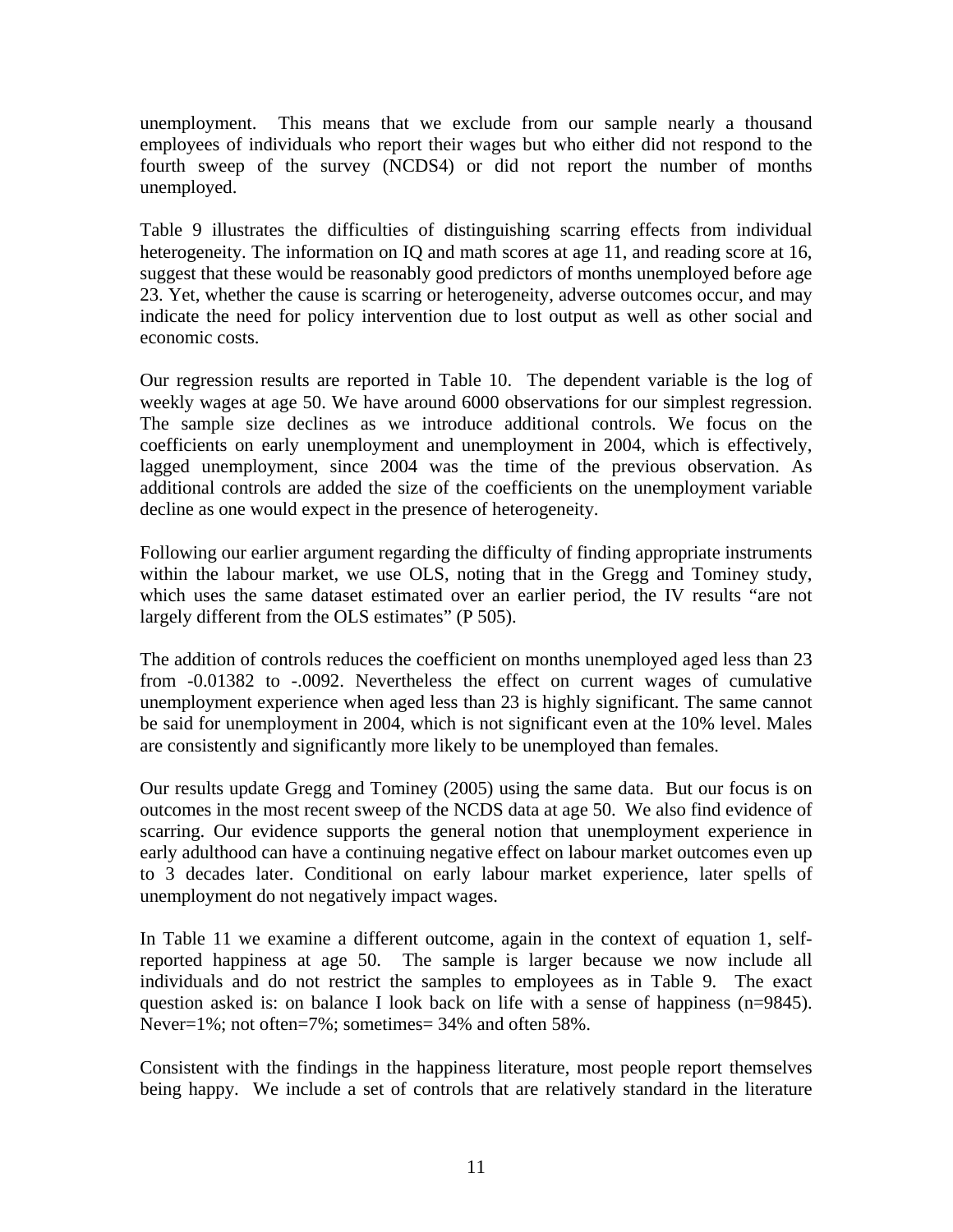unemployment. This means that we exclude from our sample nearly a thousand employees of individuals who report their wages but who either did not respond to the fourth sweep of the survey (NCDS4) or did not report the number of months unemployed.

Table 9 illustrates the difficulties of distinguishing scarring effects from individual heterogeneity. The information on IQ and math scores at age 11, and reading score at 16, suggest that these would be reasonably good predictors of months unemployed before age 23. Yet, whether the cause is scarring or heterogeneity, adverse outcomes occur, and may indicate the need for policy intervention due to lost output as well as other social and economic costs.

Our regression results are reported in Table 10. The dependent variable is the log of weekly wages at age 50. We have around 6000 observations for our simplest regression. The sample size declines as we introduce additional controls. We focus on the coefficients on early unemployment and unemployment in 2004, which is effectively, lagged unemployment, since 2004 was the time of the previous observation. As additional controls are added the size of the coefficients on the unemployment variable decline as one would expect in the presence of heterogeneity.

Following our earlier argument regarding the difficulty of finding appropriate instruments within the labour market, we use OLS, noting that in the Gregg and Tominey study, which uses the same dataset estimated over an earlier period, the IV results "are not largely different from the OLS estimates" (P 505).

The addition of controls reduces the coefficient on months unemployed aged less than 23 from -0.01382 to -.0092. Nevertheless the effect on current wages of cumulative unemployment experience when aged less than 23 is highly significant. The same cannot be said for unemployment in 2004, which is not significant even at the 10% level. Males are consistently and significantly more likely to be unemployed than females.

Our results update Gregg and Tominey (2005) using the same data. But our focus is on outcomes in the most recent sweep of the NCDS data at age 50. We also find evidence of scarring. Our evidence supports the general notion that unemployment experience in early adulthood can have a continuing negative effect on labour market outcomes even up to 3 decades later. Conditional on early labour market experience, later spells of unemployment do not negatively impact wages.

In Table 11 we examine a different outcome, again in the context of equation 1, self-reported happiness at age 50. The sample is larger because we now include all individuals and do not restrict the samples to employees as in Table 9. The exact question asked is: on balance I look back on life with a sense of happiness (n=9845). Never=1%; not often=7%; sometimes= 34% and often 58%.

Consistent with the findings in the happiness literature, most people report themselves being happy. We include a set of controls that are relatively standard in the literature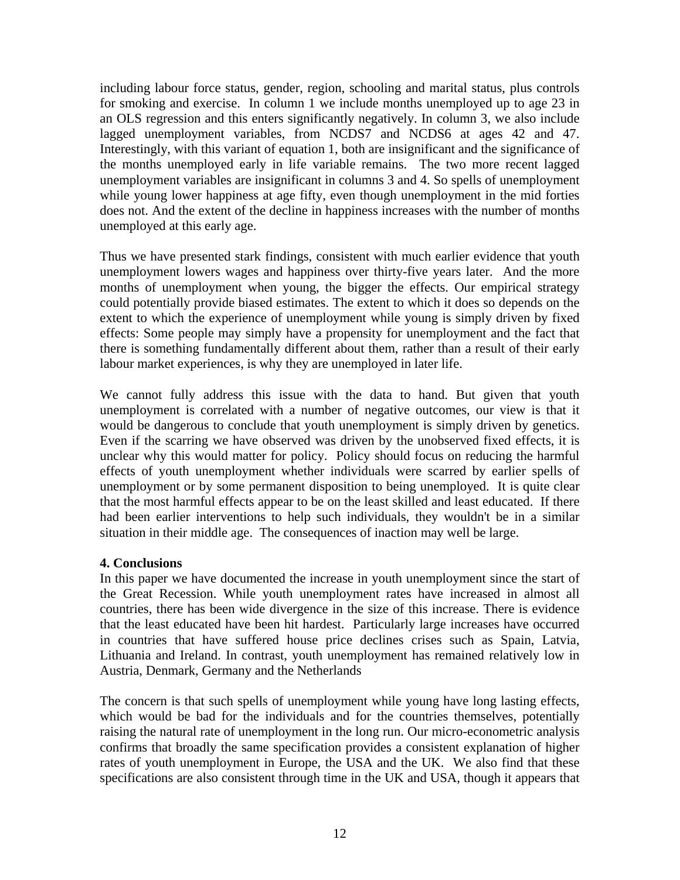including labour force status, gender, region, schooling and marital status, plus controls for smoking and exercise. In column 1 we include months unemployed up to age 23 in an OLS regression and this enters significantly negatively. In column 3, we also include lagged unemployment variables, from NCDS7 and NCDS6 at ages 42 and 47. Interestingly, with this variant of equation 1, both are insignificant and the significance of the months unemployed early in life variable remains. The two more recent lagged unemployment variables are insignificant in columns 3 and 4. So spells of unemployment while young lower happiness at age fifty, even though unemployment in the mid forties does not. And the extent of the decline in happiness increases with the number of months unemployed at this early age.

Thus we have presented stark findings, consistent with much earlier evidence that youth unemployment lowers wages and happiness over thirty-five years later. And the more months of unemployment when young, the bigger the effects. Our empirical strategy could potentially provide biased estimates. The extent to which it does so depends on the extent to which the experience of unemployment while young is simply driven by fixed effects: Some people may simply have a propensity for unemployment and the fact that there is something fundamentally different about them, rather than a result of their early labour market experiences, is why they are unemployed in later life.

We cannot fully address this issue with the data to hand. But given that youth unemployment is correlated with a number of negative outcomes, our view is that it would be dangerous to conclude that youth unemployment is simply driven by genetics. Even if the scarring we have observed was driven by the unobserved fixed effects, it is unclear why this would matter for policy. Policy should focus on reducing the harmful effects of youth unemployment whether individuals were scarred by earlier spells of unemployment or by some permanent disposition to being unemployed. It is quite clear that the most harmful effects appear to be on the least skilled and least educated. If there had been earlier interventions to help such individuals, they wouldn't be in a similar situation in their middle age. The consequences of inaction may well be large.

**4. Conclusions**

In this paper we have documented the increase in youth unemployment since the start of the Great Recession. While youth unemployment rates have increased in almost all countries, there has been wide divergence in the size of this increase. There is evidence that the least educated have been hit hardest. Particularly large increases have occurred in countries that have suffered house price declines crises such as Spain, Latvia, Lithuania and Ireland. In contrast, youth unemployment has remained relatively low in Austria, Denmark, Germany and the Netherlands

The concern is that such spells of unemployment while young have long lasting effects, which would be bad for the individuals and for the countries themselves, potentially raising the natural rate of unemployment in the long run. Our micro-econometric analysis confirms that broadly the same specification provides a consistent explanation of higher rates of youth unemployment in Europe, the USA and the UK. We also find that these specifications are also consistent through time in the UK and USA, though it appears that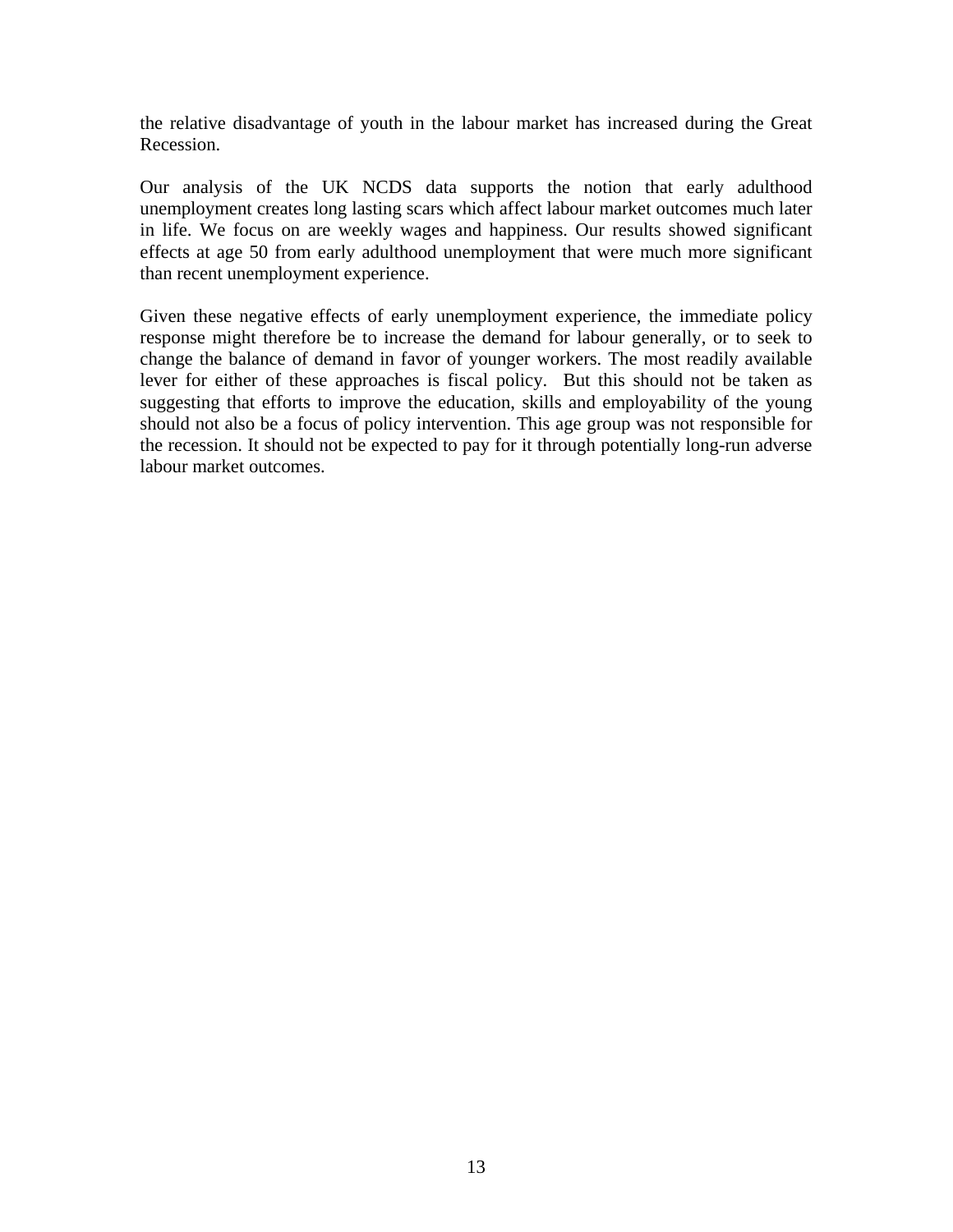the relative disadvantage of youth in the labour market has increased during the Great Recession.

Our analysis of the UK NCDS data supports the notion that early adulthood unemployment creates long lasting scars which affect labour market outcomes much later in life. We focus on are weekly wages and happiness. Our results showed significant effects at age 50 from early adulthood unemployment that were much more significant than recent unemployment experience.

Given these negative effects of early unemployment experience, the immediate policy response might therefore be to increase the demand for labour generally, or to seek to change the balance of demand in favor of younger workers. The most readily available lever for either of these approaches is fiscal policy. But this should not be taken as suggesting that efforts to improve the education, skills and employability of the young should not also be a focus of policy intervention. This age group was not responsible for the recession. It should not be expected to pay for it through potentially long-run adverse labour market outcomes.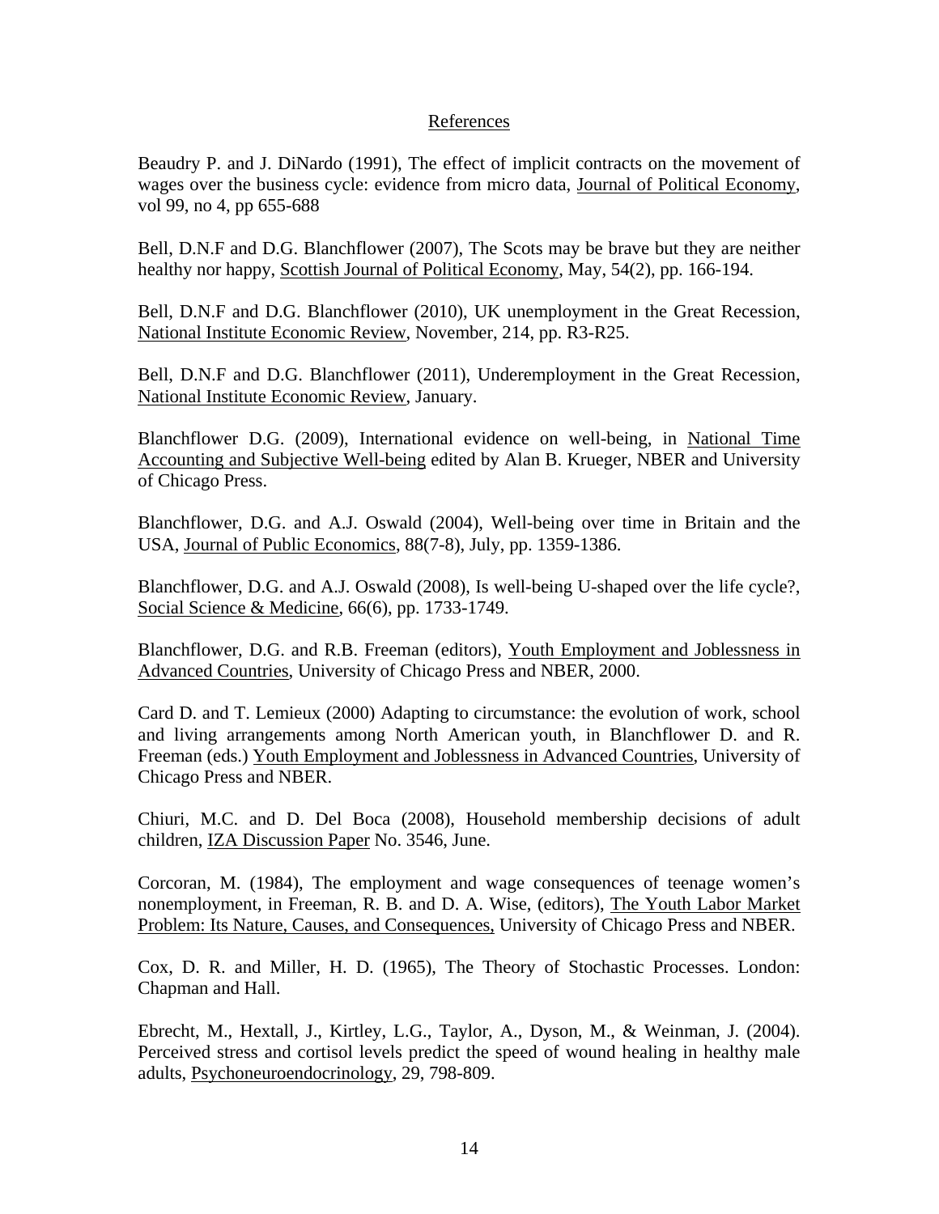## References

Beaudry P. and J. DiNardo (1991), The effect of implicit contracts on the movement of wages over the business cycle: evidence from micro data, Journal of Political Economy, vol 99, no 4, pp 655-688

Bell, D.N.F and D.G. Blanchflower (2007), The Scots may be brave but they are neither healthy nor happy, Scottish Journal of Political Economy, May, 54(2), pp. 166-194.

Bell, D.N.F and D.G. Blanchflower (2010), UK unemployment in the Great Recession, National Institute Economic Review, November, 214, pp. R3-R25.

Bell, D.N.F and D.G. Blanchflower (2011), Underemployment in the Great Recession, National Institute Economic Review, January.

Blanchflower D.G. (2009), International evidence on well-being, in National Time Accounting and Subjective Well-being edited by Alan B. Krueger, NBER and University of Chicago Press.

Blanchflower, D.G. and A.J. Oswald (2004), Well-being over time in Britain and the USA, Journal of Public Economics, 88(7-8), July, pp. 1359-1386.

Blanchflower, D.G. and A.J. Oswald (2008), Is well-being U-shaped over the life cycle?, Social Science & Medicine, 66(6), pp. 1733-1749.

Blanchflower, D.G. and R.B. Freeman (editors), Youth Employment and Joblessness in Advanced Countries, University of Chicago Press and NBER, 2000.

Card D. and T. Lemieux (2000) Adapting to circumstance: the evolution of work, school and living arrangements among North American youth, in Blanchflower D. and R. Freeman (eds.) Youth Employment and Joblessness in Advanced Countries, University of Chicago Press and NBER.

Chiuri, M.C. and D. Del Boca (2008), Household membership decisions of adult children, IZA Discussion Paper No. 3546, June.

Corcoran, M. (1984), The employment and wage consequences of teenage women's nonemployment, in Freeman, R. B. and D. A. Wise, (editors), The Youth Labor Market Problem: Its Nature, Causes, and Consequences, University of Chicago Press and NBER.

Cox, D. R. and Miller, H. D. (1965), The Theory of Stochastic Processes. London: Chapman and Hall.

Ebrecht, M., Hextall, J., Kirtley, L.G., Taylor, A., Dyson, M., & Weinman, J. (2004). Perceived stress and cortisol levels predict the speed of wound healing in healthy male adults, Psychoneuroendocrinology, 29, 798-809.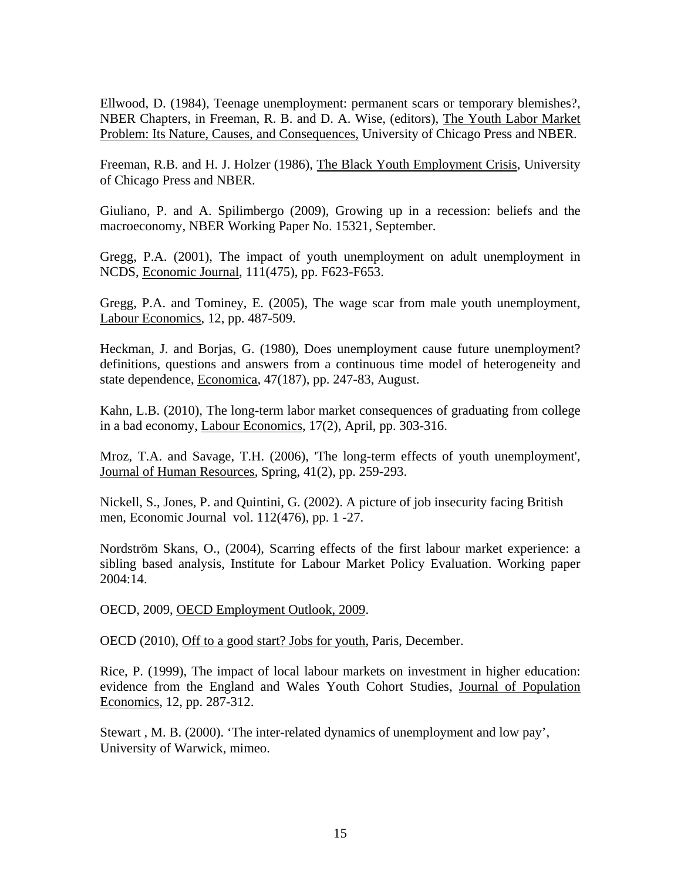Ellwood, D. (1984), Teenage unemployment: permanent scars or temporary blemishes?, NBER Chapters, in Freeman, R. B. and D. A. Wise, (editors), The Youth Labor Market Problem: Its Nature, Causes, and Consequences, University of Chicago Press and NBER.

Freeman, R.B. and H. J. Holzer (1986), The Black Youth Employment Crisis, University of Chicago Press and NBER.

Giuliano, P. and A. Spilimbergo (2009), Growing up in a recession: beliefs and the macroeconomy, NBER Working Paper No. 15321, September.

Gregg, P.A. (2001), The impact of youth unemployment on adult unemployment in NCDS, Economic Journal, 111(475), pp. F623-F653.

Gregg, P.A. and Tominey, E. (2005), The wage scar from male youth unemployment, Labour Economics, 12, pp. 487-509.

Heckman, J. and Borjas, G. (1980), Does unemployment cause future unemployment? definitions, questions and answers from a continuous time model of heterogeneity and state dependence, Economica, 47(187), pp. 247-83, August.

Kahn, L.B. (2010), The long-term labor market consequences of graduating from college in a bad economy, Labour Economics, 17(2), April, pp. 303-316.

Mroz, T.A. and Savage, T.H. (2006), 'The long-term effects of youth unemployment', Journal of Human Resources, Spring, 41(2), pp. 259-293.

Nickell, S., Jones, P. and Quintini, G. (2002). A picture of job insecurity facing British men, Economic Journal vol. 112(476), pp. 1 -27.

Nordström Skans, O., (2004), Scarring effects of the first labour market experience: a sibling based analysis, Institute for Labour Market Policy Evaluation. Working paper 2004:14.

OECD, 2009, OECD Employment Outlook, 2009.

OECD (2010), Off to a good start? Jobs for youth, Paris, December.

Rice, P. (1999), The impact of local labour markets on investment in higher education: evidence from the England and Wales Youth Cohort Studies, Journal of Population Economics, 12, pp. 287-312.

Stewart , M. B. (2000). 'The inter-related dynamics of unemployment and low pay', University of Warwick, mimeo.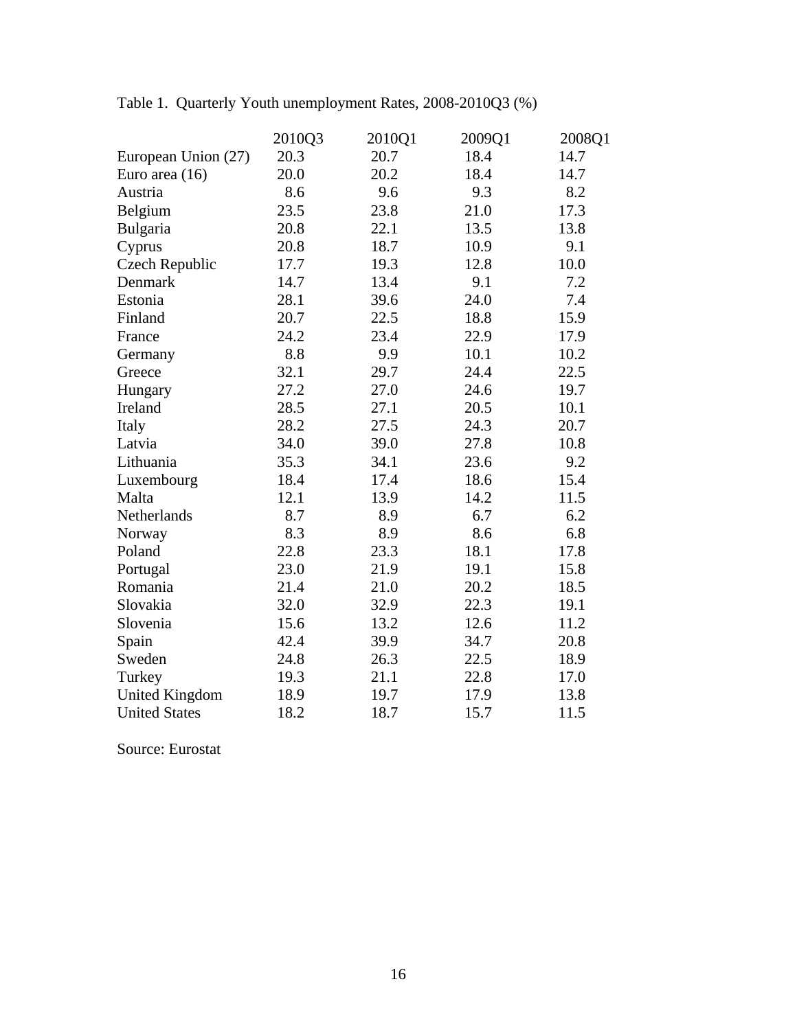Table 1. Quarterly Youth unemployment Rates, 2008-2010Q3 (%)

| | 2010Q3 | 2010Q1 | 2009Q1 | 2008Q1 |
|---|---|---|---|---|
| European Union (27) | 20.3 | 20.7 | 18.4 | 14.7 |
| Euro area (16) | 20.0 | 20.2 | 18.4 | 14.7 |
| Austria | 8.6 | 9.6 | 9.3 | 8.2 |
| Belgium | 23.5 | 23.8 | 21.0 | 17.3 |
| Bulgaria | 20.8 | 22.1 | 13.5 | 13.8 |
| Cyprus | 20.8 | 18.7 | 10.9 | 9.1 |
| Czech Republic | 17.7 | 19.3 | 12.8 | 10.0 |
| Denmark | 14.7 | 13.4 | 9.1 | 7.2 |
| Estonia | 28.1 | 39.6 | 24.0 | 7.4 |
| Finland | 20.7 | 22.5 | 18.8 | 15.9 |
| France | 24.2 | 23.4 | 22.9 | 17.9 |
| Germany | 8.8 | 9.9 | 10.1 | 10.2 |
| Greece | 32.1 | 29.7 | 24.4 | 22.5 |
| Hungary | 27.2 | 27.0 | 24.6 | 19.7 |
| Ireland | 28.5 | 27.1 | 20.5 | 10.1 |
| Italy | 28.2 | 27.5 | 24.3 | 20.7 |
| Latvia | 34.0 | 39.0 | 27.8 | 10.8 |
| Lithuania | 35.3 | 34.1 | 23.6 | 9.2 |
| Luxembourg | 18.4 | 17.4 | 18.6 | 15.4 |
| Malta | 12.1 | 13.9 | 14.2 | 11.5 |
| Netherlands | 8.7 | 8.9 | 6.7 | 6.2 |
| Norway | 8.3 | 8.9 | 8.6 | 6.8 |
| Poland | 22.8 | 23.3 | 18.1 | 17.8 |
| Portugal | 23.0 | 21.9 | 19.1 | 15.8 |
| Romania | 21.4 | 21.0 | 20.2 | 18.5 |
| Slovakia | 32.0 | 32.9 | 22.3 | 19.1 |
| Slovenia | 15.6 | 13.2 | 12.6 | 11.2 |
| Spain | 42.4 | 39.9 | 34.7 | 20.8 |
| Sweden | 24.8 | 26.3 | 22.5 | 18.9 |
| Turkey | 19.3 | 21.1 | 22.8 | 17.0 |
| United Kingdom | 18.9 | 19.7 | 17.9 | 13.8 |
| United States | 18.2 | 18.7 | 15.7 | 11.5 |

Source: Eurostat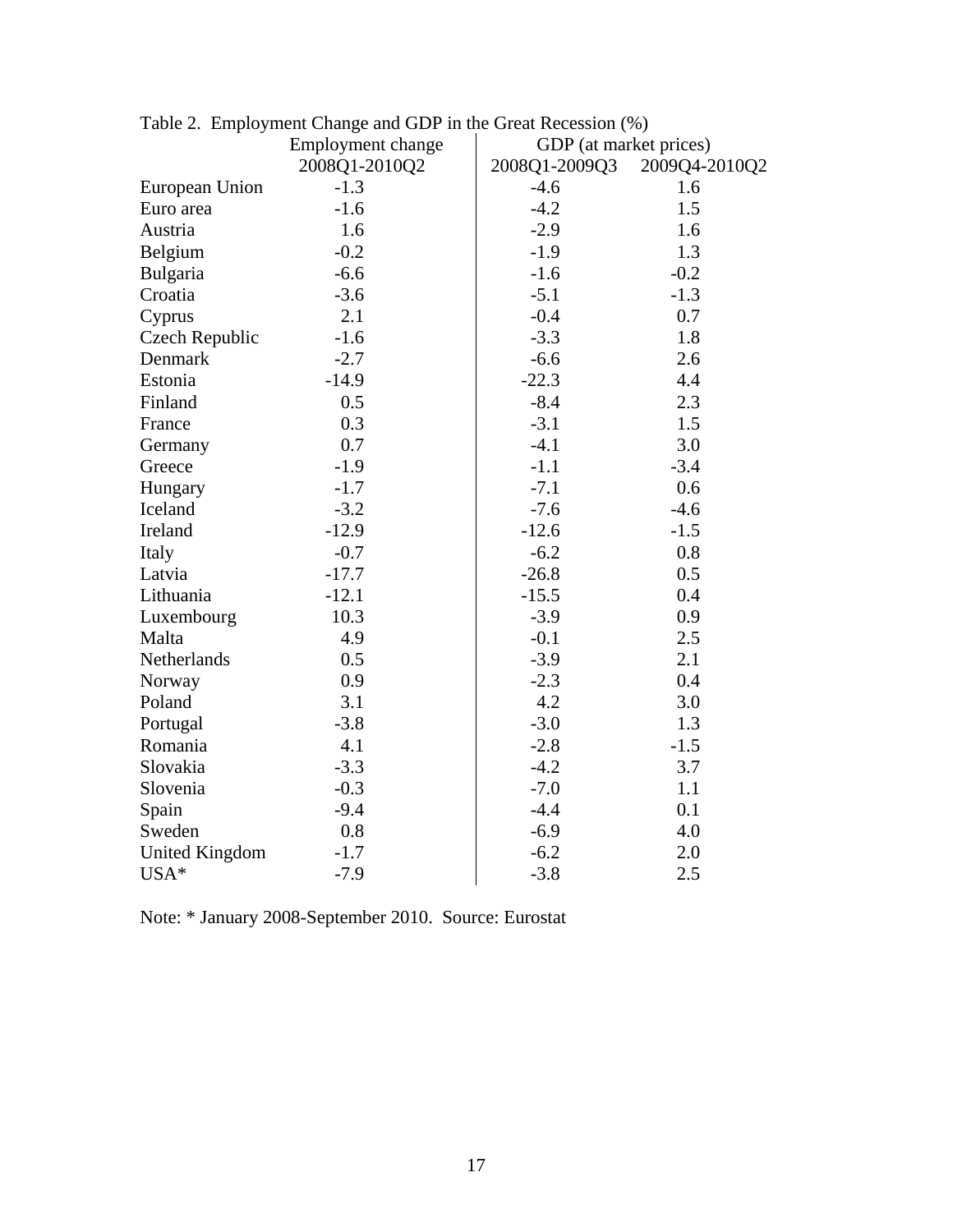Table 2. Employment Change and GDP in the Great Recession (%)

| | Employment change | GDP (at market prices) | |
|---|---|---|---|
| | 2008Q1-2010Q2 | 2008Q1-2009Q3 | 2009Q4-2010Q2 |
| European Union | -1.3 | -4.6 | 1.6 |
| Euro area | -1.6 | -4.2 | 1.5 |
| Austria | 1.6 | -2.9 | 1.6 |
| Belgium | -0.2 | -1.9 | 1.3 |
| Bulgaria | -6.6 | -1.6 | -0.2 |
| Croatia | -3.6 | -5.1 | -1.3 |
| Cyprus | 2.1 | -0.4 | 0.7 |
| Czech Republic | -1.6 | -3.3 | 1.8 |
| Denmark | -2.7 | -6.6 | 2.6 |
| Estonia | -14.9 | -22.3 | 4.4 |
| Finland | 0.5 | -8.4 | 2.3 |
| France | 0.3 | -3.1 | 1.5 |
| Germany | 0.7 | -4.1 | 3.0 |
| Greece | -1.9 | -1.1 | -3.4 |
| Hungary | -1.7 | -7.1 | 0.6 |
| Iceland | -3.2 | -7.6 | -4.6 |
| Ireland | -12.9 | -12.6 | -1.5 |
| Italy | -0.7 | -6.2 | 0.8 |
| Latvia | -17.7 | -26.8 | 0.5 |
| Lithuania | -12.1 | -15.5 | 0.4 |
| Luxembourg | 10.3 | -3.9 | 0.9 |
| Malta | 4.9 | -0.1 | 2.5 |
| Netherlands | 0.5 | -3.9 | 2.1 |
| Norway | 0.9 | -2.3 | 0.4 |
| Poland | 3.1 | 4.2 | 3.0 |
| Portugal | -3.8 | -3.0 | 1.3 |
| Romania | 4.1 | -2.8 | -1.5 |
| Slovakia | -3.3 | -4.2 | 3.7 |
| Slovenia | -0.3 | -7.0 | 1.1 |
| Spain | -9.4 | -4.4 | 0.1 |
| Sweden | 0.8 | -6.9 | 4.0 |
| United Kingdom | -1.7 | -6.2 | 2.0 |
| USA* | -7.9 | -3.8 | 2.5 |

Note: * January 2008-September 2010. Source: Eurostat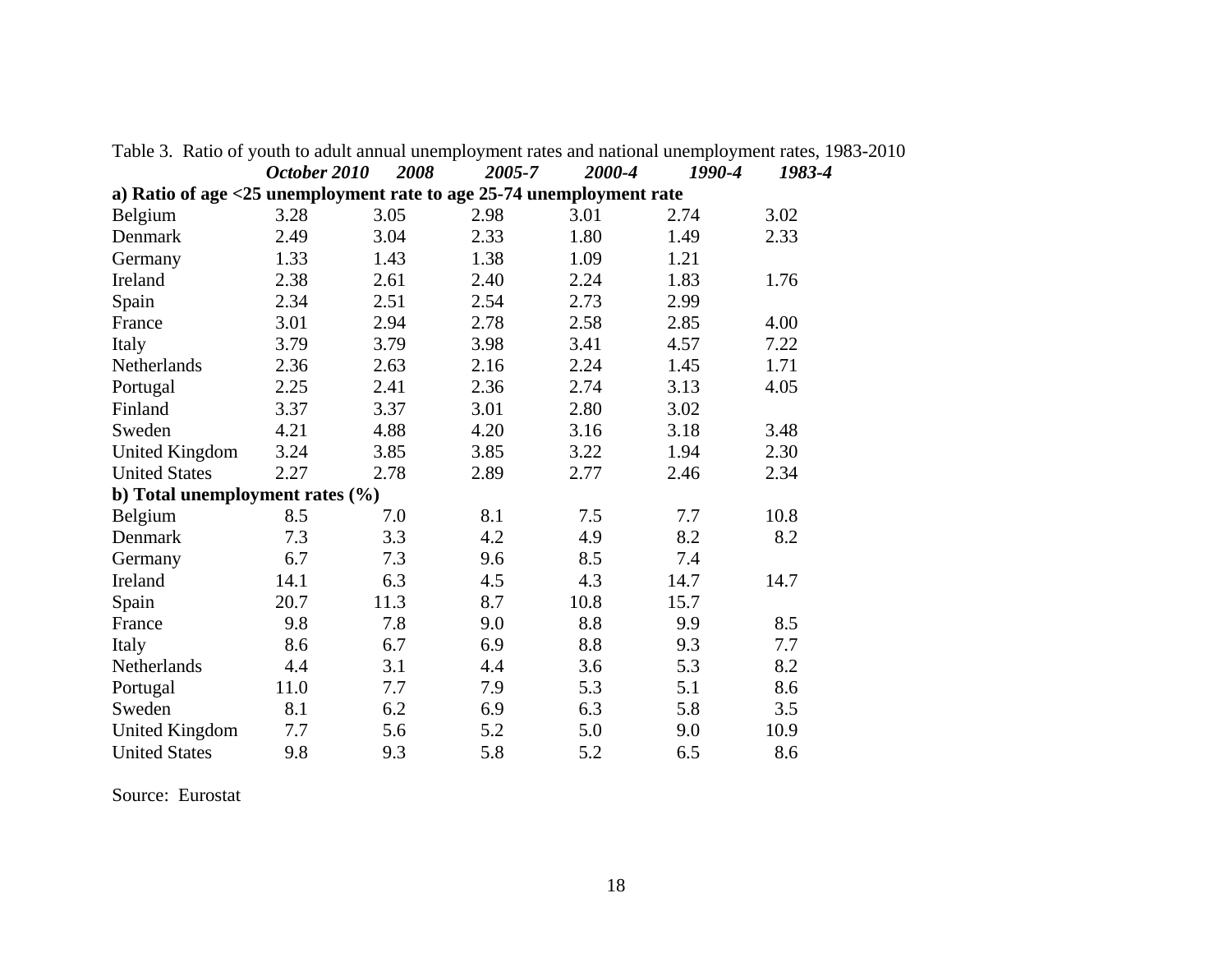Table 3. Ratio of youth to adult annual unemployment rates and national unemployment rates, 1983-2010

| | *October 2010* | *2008* | *2005-7* | *2000-4* | *1990-4* | *1983-4* |
|---|---|---|---|---|---|---|
| **a) Ratio of age <25 unemployment rate to age 25-74 unemployment rate** | | | | | | |
| Belgium | 3.28 | 3.05 | 2.98 | 3.01 | 2.74 | 3.02 |
| Denmark | 2.49 | 3.04 | 2.33 | 1.80 | 1.49 | 2.33 |
| Germany | 1.33 | 1.43 | 1.38 | 1.09 | 1.21 | |
| Ireland | 2.38 | 2.61 | 2.40 | 2.24 | 1.83 | 1.76 |
| Spain | 2.34 | 2.51 | 2.54 | 2.73 | 2.99 | |
| France | 3.01 | 2.94 | 2.78 | 2.58 | 2.85 | 4.00 |
| Italy | 3.79 | 3.79 | 3.98 | 3.41 | 4.57 | 7.22 |
| Netherlands | 2.36 | 2.63 | 2.16 | 2.24 | 1.45 | 1.71 |
| Portugal | 2.25 | 2.41 | 2.36 | 2.74 | 3.13 | 4.05 |
| Finland | 3.37 | 3.37 | 3.01 | 2.80 | 3.02 | |
| Sweden | 4.21 | 4.88 | 4.20 | 3.16 | 3.18 | 3.48 |
| United Kingdom | 3.24 | 3.85 | 3.85 | 3.22 | 1.94 | 2.30 |
| United States | 2.27 | 2.78 | 2.89 | 2.77 | 2.46 | 2.34 |
| **b) Total unemployment rates (%)** | | | | | | |
| Belgium | 8.5 | 7.0 | 8.1 | 7.5 | 7.7 | 10.8 |
| Denmark | 7.3 | 3.3 | 4.2 | 4.9 | 8.2 | 8.2 |
| Germany | 6.7 | 7.3 | 9.6 | 8.5 | 7.4 | |
| Ireland | 14.1 | 6.3 | 4.5 | 4.3 | 14.7 | 14.7 |
| Spain | 20.7 | 11.3 | 8.7 | 10.8 | 15.7 | |
| France | 9.8 | 7.8 | 9.0 | 8.8 | 9.9 | 8.5 |
| Italy | 8.6 | 6.7 | 6.9 | 8.8 | 9.3 | 7.7 |
| Netherlands | 4.4 | 3.1 | 4.4 | 3.6 | 5.3 | 8.2 |
| Portugal | 11.0 | 7.7 | 7.9 | 5.3 | 5.1 | 8.6 |
| Sweden | 8.1 | 6.2 | 6.9 | 6.3 | 5.8 | 3.5 |
| United Kingdom | 7.7 | 5.6 | 5.2 | 5.0 | 9.0 | 10.9 |
| United States | 9.8 | 9.3 | 5.8 | 5.2 | 6.5 | 8.6 |

Source: Eurostat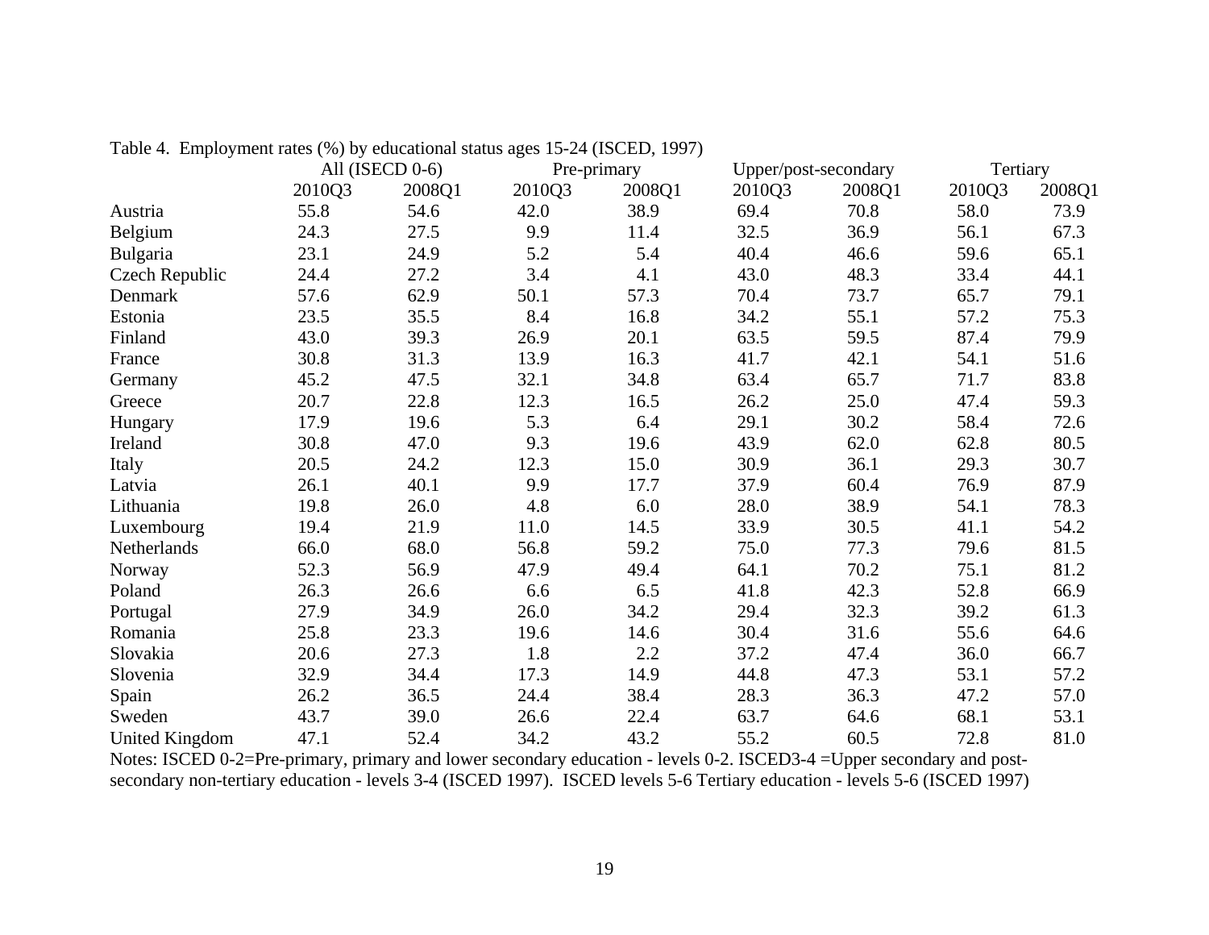Table 4. Employment rates (%) by educational status ages 15-24 (ISCED, 1997)

| | All (ISECD 0-6) | | Pre-primary | | Upper/post-secondary | | Tertiary | |
|---|---|---|---|---|---|---|---|---|
| | 2010Q3 | 2008Q1 | 2010Q3 | 2008Q1 | 2010Q3 | 2008Q1 | 2010Q3 | 2008Q1 |
| Austria | 55.8 | 54.6 | 42.0 | 38.9 | 69.4 | 70.8 | 58.0 | 73.9 |
| Belgium | 24.3 | 27.5 | 9.9 | 11.4 | 32.5 | 36.9 | 56.1 | 67.3 |
| Bulgaria | 23.1 | 24.9 | 5.2 | 5.4 | 40.4 | 46.6 | 59.6 | 65.1 |
| Czech Republic | 24.4 | 27.2 | 3.4 | 4.1 | 43.0 | 48.3 | 33.4 | 44.1 |
| Denmark | 57.6 | 62.9 | 50.1 | 57.3 | 70.4 | 73.7 | 65.7 | 79.1 |
| Estonia | 23.5 | 35.5 | 8.4 | 16.8 | 34.2 | 55.1 | 57.2 | 75.3 |
| Finland | 43.0 | 39.3 | 26.9 | 20.1 | 63.5 | 59.5 | 87.4 | 79.9 |
| France | 30.8 | 31.3 | 13.9 | 16.3 | 41.7 | 42.1 | 54.1 | 51.6 |
| Germany | 45.2 | 47.5 | 32.1 | 34.8 | 63.4 | 65.7 | 71.7 | 83.8 |
| Greece | 20.7 | 22.8 | 12.3 | 16.5 | 26.2 | 25.0 | 47.4 | 59.3 |
| Hungary | 17.9 | 19.6 | 5.3 | 6.4 | 29.1 | 30.2 | 58.4 | 72.6 |
| Ireland | 30.8 | 47.0 | 9.3 | 19.6 | 43.9 | 62.0 | 62.8 | 80.5 |
| Italy | 20.5 | 24.2 | 12.3 | 15.0 | 30.9 | 36.1 | 29.3 | 30.7 |
| Latvia | 26.1 | 40.1 | 9.9 | 17.7 | 37.9 | 60.4 | 76.9 | 87.9 |
| Lithuania | 19.8 | 26.0 | 4.8 | 6.0 | 28.0 | 38.9 | 54.1 | 78.3 |
| Luxembourg | 19.4 | 21.9 | 11.0 | 14.5 | 33.9 | 30.5 | 41.1 | 54.2 |
| Netherlands | 66.0 | 68.0 | 56.8 | 59.2 | 75.0 | 77.3 | 79.6 | 81.5 |
| Norway | 52.3 | 56.9 | 47.9 | 49.4 | 64.1 | 70.2 | 75.1 | 81.2 |
| Poland | 26.3 | 26.6 | 6.6 | 6.5 | 41.8 | 42.3 | 52.8 | 66.9 |
| Portugal | 27.9 | 34.9 | 26.0 | 34.2 | 29.4 | 32.3 | 39.2 | 61.3 |
| Romania | 25.8 | 23.3 | 19.6 | 14.6 | 30.4 | 31.6 | 55.6 | 64.6 |
| Slovakia | 20.6 | 27.3 | 1.8 | 2.2 | 37.2 | 47.4 | 36.0 | 66.7 |
| Slovenia | 32.9 | 34.4 | 17.3 | 14.9 | 44.8 | 47.3 | 53.1 | 57.2 |
| Spain | 26.2 | 36.5 | 24.4 | 38.4 | 28.3 | 36.3 | 47.2 | 57.0 |
| Sweden | 43.7 | 39.0 | 26.6 | 22.4 | 63.7 | 64.6 | 68.1 | 53.1 |
| United Kingdom | 47.1 | 52.4 | 34.2 | 43.2 | 55.2 | 60.5 | 72.8 | 81.0 |

Notes: ISCED 0-2=Pre-primary, primary and lower secondary education - levels 0-2. ISCED3-4 =Upper secondary and post-secondary non-tertiary education - levels 3-4 (ISCED 1997). ISCED levels 5-6 Tertiary education - levels 5-6 (ISCED 1997)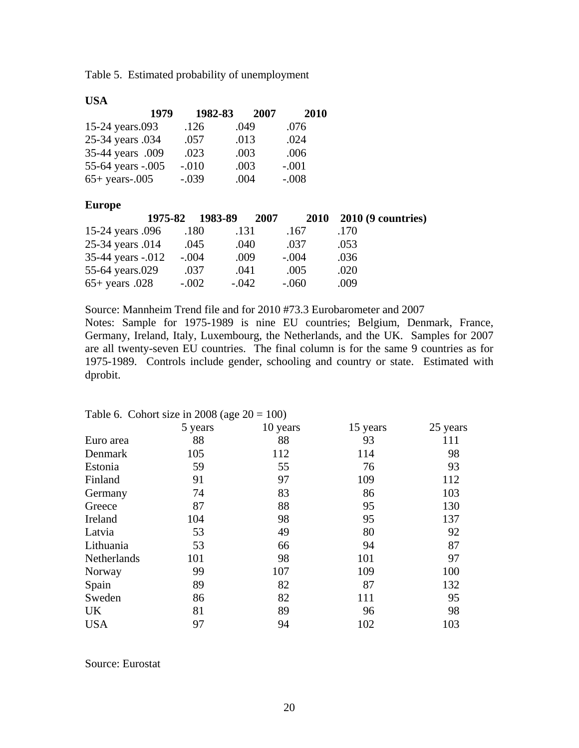Table 5. Estimated probability of unemployment

**USA**

| | 1979 | 1982-83 | 2007 | 2010 |
|---|---|---|---|---|
| 15-24 years | .093 | .126 | .049 | .076 |
| 25-34 years | .034 | .057 | .013 | .024 |
| 35-44 years | .009 | .023 | .003 | .006 |
| 55-64 years | -.005 | -.010 | .003 | -.001 |
| 65+ years | -.005 | -.039 | .004 | -.008 |

**Europe**

| | 1975-82 | 1983-89 | 2007 | 2010 | 2010 (9 countries) |
|---|---|---|---|---|---|
| 15-24 years | .096 | .180 | .131 | .167 | .170 |
| 25-34 years | .014 | .045 | .040 | .037 | .053 |
| 35-44 years | -.012 | -.004 | .009 | -.004 | .036 |
| 55-64 years | .029 | .037 | .041 | .005 | .020 |
| 65+ years | .028 | -.002 | -.042 | -.060 | .009 |

Source: Mannheim Trend file and for 2010 #73.3 Eurobarometer and 2007

Notes: Sample for 1975-1989 is nine EU countries; Belgium, Denmark, France, Germany, Ireland, Italy, Luxembourg, the Netherlands, and the UK. Samples for 2007 are all twenty-seven EU countries. The final column is for the same 9 countries as for 1975-1989. Controls include gender, schooling and country or state. Estimated with dprobit.

Table 6. Cohort size in 2008 (age 20 = 100)

| | 5 years | 10 years | 15 years | 25 years |
|---|---|---|---|---|
| Euro area | 88 | 88 | 93 | 111 |
| Denmark | 105 | 112 | 114 | 98 |
| Estonia | 59 | 55 | 76 | 93 |
| Finland | 91 | 97 | 109 | 112 |
| Germany | 74 | 83 | 86 | 103 |
| Greece | 87 | 88 | 95 | 130 |
| Ireland | 104 | 98 | 95 | 137 |
| Latvia | 53 | 49 | 80 | 92 |
| Lithuania | 53 | 66 | 94 | 87 |
| Netherlands | 101 | 98 | 101 | 97 |
| Norway | 99 | 107 | 109 | 100 |
| Spain | 89 | 82 | 87 | 132 |
| Sweden | 86 | 82 | 111 | 95 |
| UK | 81 | 89 | 96 | 98 |
| USA | 97 | 94 | 102 | 103 |

Source: Eurostat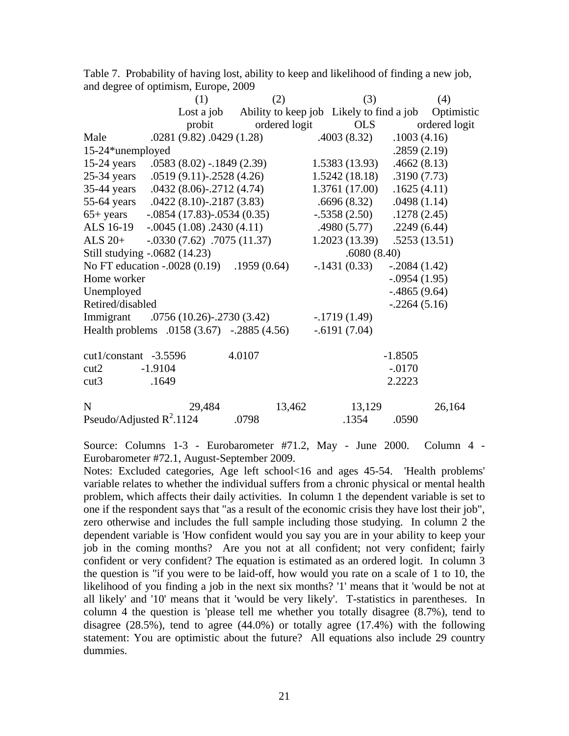Table 7. Probability of having lost, ability to keep and likelihood of finding a new job, and degree of optimism, Europe, 2009

| | (1) | (2) | (3) | (4) |
|---|---|---|---|---|
| | Lost a job | Ability to keep job | Likely to find a job | Optimistic |
| | probit | ordered logit | OLS | ordered logit |
| Male | .0281 (9.82) | .0429 (1.28) | .4003 (8.32) | .1003 (4.16) |
| 15-24*unemployed | | | | .2859 (2.19) |
| 15-24 years | .0583 (8.02) | -.1849 (2.39) | 1.5383 (13.93) | .4662 (8.13) |
| 25-34 years | .0519 (9.11) | -.2528 (4.26) | 1.5242 (18.18) | .3190 (7.73) |
| 35-44 years | .0432 (8.06) | -.2712 (4.74) | 1.3761 (17.00) | .1625 (4.11) |
| 55-64 years | .0422 (8.10) | -.2187 (3.83) | .6696 (8.32) | .0498 (1.14) |
| 65+ years | -.0854 (17.83) | -.0534 (0.35) | -.5358 (2.50) | .1278 (2.45) |
| ALS 16-19 | -.0045 (1.08) | .2430 (4.11) | .4980 (5.77) | .2249 (6.44) |
| ALS 20+ | -.0330 (7.62) | .7075 (11.37) | 1.2023 (13.39) | .5253 (13.51) |
| Still studying | -.0682 (14.23) | | | .6080 (8.40) |
| No FT education | -.0028 (0.19) | .1959 (0.64) | -.1431 (0.33) | -.2084 (1.42) |
| Home worker | | | | -.0954 (1.95) |
| Unemployed | | | | -.4865 (9.64) |
| Retired/disabled | | | | -.2264 (5.16) |
| Immigrant | .0756 (10.26) | -.2730 (3.42) | -.1719 (1.49) | |
| Health problems | .0158 (3.67) | -.2885 (4.56) | -.6191 (7.04) | |
| cut1/constant | -3.5596 | 4.0107 | | -1.8505 |
| cut2 | -1.9104 | | | -.0170 |
| cut3 | .1649 | | | 2.2223 |
| N | 29,484 | 13,462 | 13,129 | 26,164 |
| Pseudo/Adjusted $R^2$ | .1124 | .0798 | .1354 | .0590 |

Source: Columns 1-3 - Eurobarometer #71.2, May - June 2000. Column 4 - Eurobarometer #72.1, August-September 2009.

Notes: Excluded categories, Age left school<16 and ages 45-54. 'Health problems' variable relates to whether the individual suffers from a chronic physical or mental health problem, which affects their daily activities. In column 1 the dependent variable is set to one if the respondent says that "as a result of the economic crisis they have lost their job", zero otherwise and includes the full sample including those studying. In column 2 the dependent variable is 'How confident would you say you are in your ability to keep your job in the coming months? Are you not at all confident; not very confident; fairly confident or very confident? The equation is estimated as an ordered logit. In column 3 the question is "if you were to be laid-off, how would you rate on a scale of 1 to 10, the likelihood of you finding a job in the next six months? '1' means that it 'would be not at all likely' and '10' means that it 'would be very likely'. T-statistics in parentheses. In column 4 the question is 'please tell me whether you totally disagree (8.7%), tend to disagree (28.5%), tend to agree (44.0%) or totally agree (17.4%) with the following statement: You are optimistic about the future? All equations also include 29 country dummies.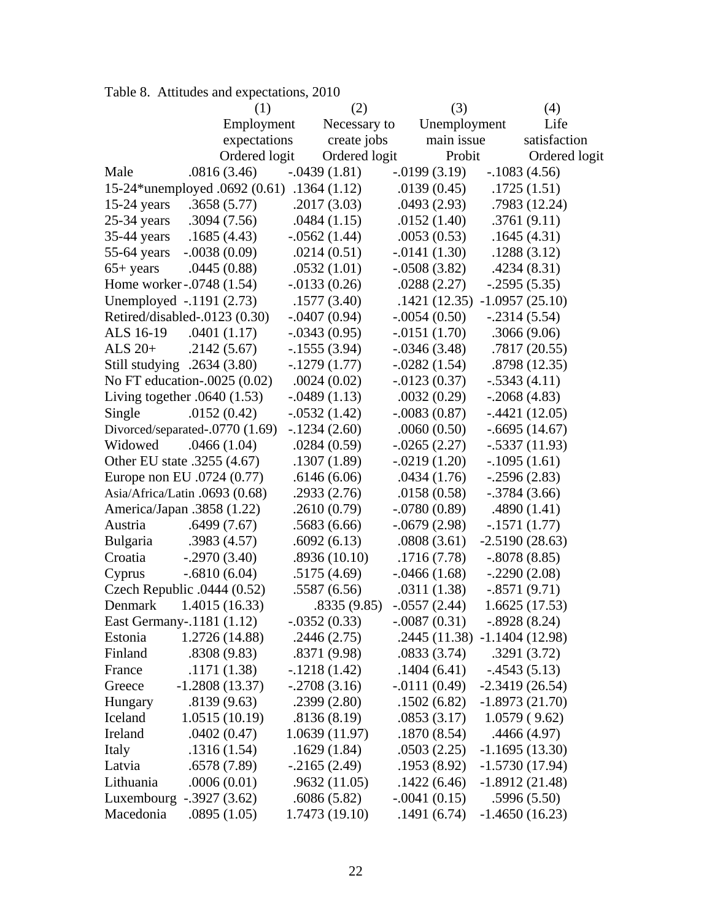Table 8. Attitudes and expectations, 2010

| | (1) | (2) | (3) | (4) |
|---|---|---|---|---|
| | Employment expectations | Necessary to create jobs | Unemployment main issue | Life satisfaction |
| | Ordered logit | Ordered logit | Probit | Ordered logit |
| Male | .0816 (3.46) | -.0439 (1.81) | -.0199 (3.19) | -.1083 (4.56) |
| 15-24*unemployed | .0692 (0.61) | .1364 (1.12) | .0139 (0.45) | .1725 (1.51) |
| 15-24 years | .3658 (5.77) | .2017 (3.03) | .0493 (2.93) | .7983 (12.24) |
| 25-34 years | .3094 (7.56) | .0484 (1.15) | .0152 (1.40) | .3761 (9.11) |
| 35-44 years | .1685 (4.43) | -.0562 (1.44) | .0053 (0.53) | .1645 (4.31) |
| 55-64 years | -.0038 (0.09) | .0214 (0.51) | -.0141 (1.30) | .1288 (3.12) |
| 65+ years | .0445 (0.88) | .0532 (1.01) | -.0508 (3.82) | .4234 (8.31) |
| Home worker | -.0748 (1.54) | -.0133 (0.26) | .0288 (2.27) | -.2595 (5.35) |
| Unemployed | -.1191 (2.73) | .1577 (3.40) | .1421 (12.35) | -1.0957 (25.10) |
| Retired/disabled | -.0123 (0.30) | -.0407 (0.94) | -.0054 (0.50) | -.2314 (5.54) |
| ALS 16-19 | .0401 (1.17) | -.0343 (0.95) | -.0151 (1.70) | .3066 (9.06) |
| ALS 20+ | .2142 (5.67) | -.1555 (3.94) | -.0346 (3.48) | .7817 (20.55) |
| Still studying | .2634 (3.80) | -.1279 (1.77) | -.0282 (1.54) | .8798 (12.35) |
| No FT education | -.0025 (0.02) | .0024 (0.02) | -.0123 (0.37) | -.5343 (4.11) |
| Living together | .0640 (1.53) | -.0489 (1.13) | .0032 (0.29) | -.2068 (4.83) |
| Single | .0152 (0.42) | -.0532 (1.42) | -.0083 (0.87) | -.4421 (12.05) |
| Divorced/separated | -.0770 (1.69) | -.1234 (2.60) | .0060 (0.50) | -.6695 (14.67) |
| Widowed | .0466 (1.04) | .0284 (0.59) | -.0265 (2.27) | -.5337 (11.93) |
| Other EU state | .3255 (4.67) | .1307 (1.89) | -.0219 (1.20) | -.1095 (1.61) |
| Europe non EU | .0724 (0.77) | .6146 (6.06) | .0434 (1.76) | -.2596 (2.83) |
| Asia/Africa/Latin | .0693 (0.68) | .2933 (2.76) | .0158 (0.58) | -.3784 (3.66) |
| America/Japan | .3858 (1.22) | .2610 (0.79) | -.0780 (0.89) | .4890 (1.41) |
| Austria | .6499 (7.67) | .5683 (6.66) | -.0679 (2.98) | -.1571 (1.77) |
| Bulgaria | .3983 (4.57) | .6092 (6.13) | .0808 (3.61) | -2.5190 (28.63) |
| Croatia | -.2970 (3.40) | .8936 (10.10) | .1716 (7.78) | -.8078 (8.85) |
| Cyprus | -.6810 (6.04) | .5175 (4.69) | -.0466 (1.68) | -.2290 (2.08) |
| Czech Republic | .0444 (0.52) | .5587 (6.56) | .0311 (1.38) | -.8571 (9.71) |
| Denmark | 1.4015 (16.33) | .8335 (9.85) | -.0557 (2.44) | 1.6625 (17.53) |
| East Germany | -.1181 (1.12) | -.0352 (0.33) | -.0087 (0.31) | -.8928 (8.24) |
| Estonia | 1.2726 (14.88) | .2446 (2.75) | .2445 (11.38) | -1.1404 (12.98) |
| Finland | .8308 (9.83) | .8371 (9.98) | .0833 (3.74) | .3291 (3.72) |
| France | .1171 (1.38) | -.1218 (1.42) | .1404 (6.41) | -.4543 (5.13) |
| Greece | -1.2808 (13.37) | -.2708 (3.16) | -.0111 (0.49) | -2.3419 (26.54) |
| Hungary | .8139 (9.63) | .2399 (2.80) | .1502 (6.82) | -1.8973 (21.70) |
| Iceland | 1.0515 (10.19) | .8136 (8.19) | .0853 (3.17) | 1.0579 ( 9.62) |
| Ireland | .0402 (0.47) | 1.0639 (11.97) | .1870 (8.54) | .4466 (4.97) |
| Italy | .1316 (1.54) | .1629 (1.84) | .0503 (2.25) | -1.1695 (13.30) |
| Latvia | .6578 (7.89) | -.2165 (2.49) | .1953 (8.92) | -1.5730 (17.94) |
| Lithuania | .0006 (0.01) | .9632 (11.05) | .1422 (6.46) | -1.8912 (21.48) |
| Luxembourg | -.3927 (3.62) | .6086 (5.82) | -.0041 (0.15) | .5996 (5.50) |
| Macedonia | .0895 (1.05) | 1.7473 (19.10) | .1491 (6.74) | -1.4650 (16.23) |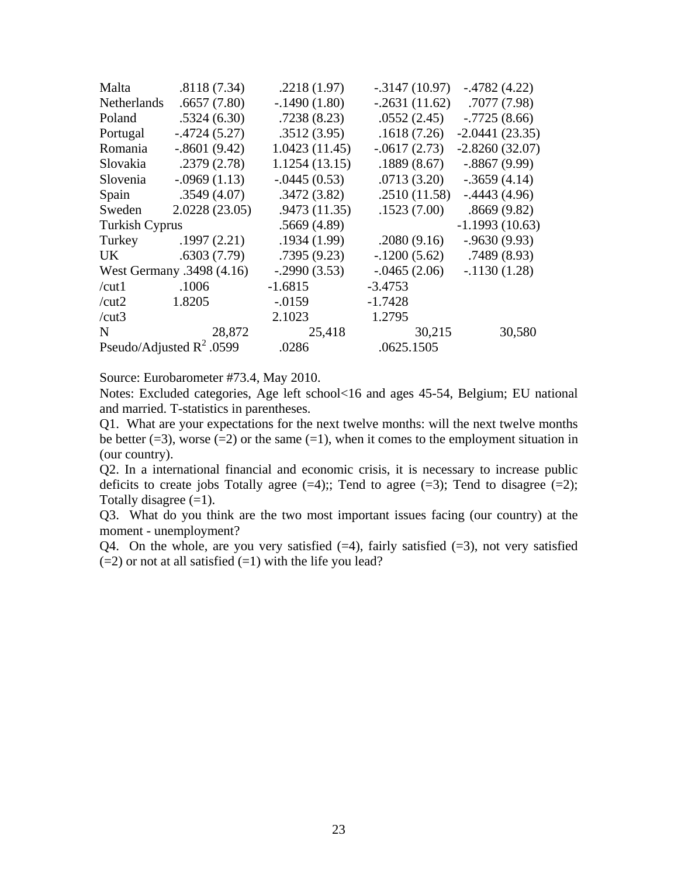| | | | | |
|---|---|---|---|---|
| Malta | .8118 (7.34) | .2218 (1.97) | -.3147 (10.97) | -.4782 (4.22) |
| Netherlands | .6657 (7.80) | -.1490 (1.80) | -.2631 (11.62) | .7077 (7.98) |
| Poland | .5324 (6.30) | .7238 (8.23) | .0552 (2.45) | -.7725 (8.66) |
| Portugal | -.4724 (5.27) | .3512 (3.95) | .1618 (7.26) | -2.0441 (23.35) |
| Romania | -.8601 (9.42) | 1.0423 (11.45) | -.0617 (2.73) | -2.8260 (32.07) |
| Slovakia | .2379 (2.78) | 1.1254 (13.15) | .1889 (8.67) | -.8867 (9.99) |
| Slovenia | -.0969 (1.13) | -.0445 (0.53) | .0713 (3.20) | -.3659 (4.14) |
| Spain | .3549 (4.07) | .3472 (3.82) | .2510 (11.58) | -.4443 (4.96) |
| Sweden | 2.0228 (23.05) | .9473 (11.35) | .1523 (7.00) | .8669 (9.82) |
| Turkish Cyprus | | .5669 (4.89) | | -1.1993 (10.63) |
| Turkey | .1997 (2.21) | .1934 (1.99) | .2080 (9.16) | -.9630 (9.93) |
| UK | .6303 (7.79) | .7395 (9.23) | -.1200 (5.62) | .7489 (8.93) |
| West Germany | .3498 (4.16) | -.2990 (3.53) | -.0465 (2.06) | -.1130 (1.28) |
| /cut1 | .1006 | -1.6815 | -3.4753 | |
| /cut2 | 1.8205 | -.0159 | -1.7428 | |
| /cut3 | | 2.1023 | 1.2795 | |
| N | 28,872 | 25,418 | 30,215 | 30,580 |
| Pseudo/Adjusted $R^2$ | .0599 | .0286 | .0625 | .1505 |

Source: Eurobarometer #73.4, May 2010.

Notes: Excluded categories, Age left school<16 and ages 45-54, Belgium; EU national and married. T-statistics in parentheses.

Q1. What are your expectations for the next twelve months: will the next twelve months be better (=3), worse (=2) or the same (=1), when it comes to the employment situation in (our country).

Q2. In a international financial and economic crisis, it is necessary to increase public deficits to create jobs Totally agree (=4);; Tend to agree (=3); Tend to disagree (=2); Totally disagree (=1).

Q3. What do you think are the two most important issues facing (our country) at the moment - unemployment?

Q4. On the whole, are you very satisfied (=4), fairly satisfied (=3), not very satisfied (=2) or not at all satisfied (=1) with the life you lead?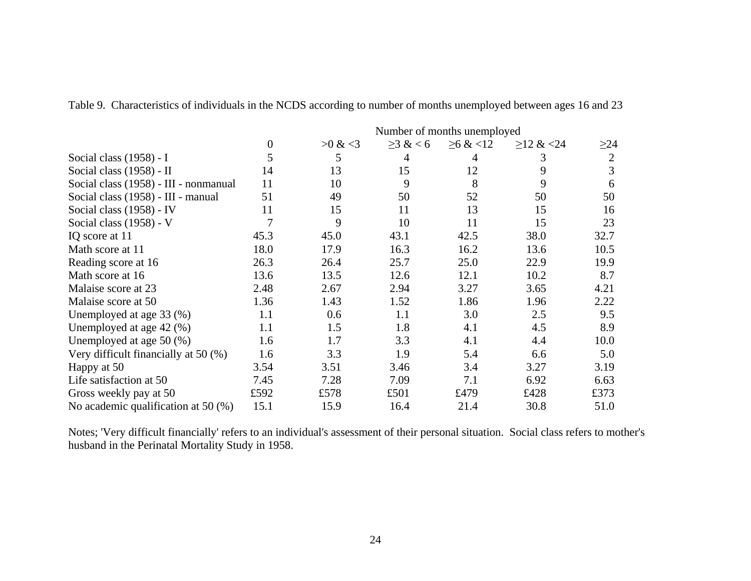Table 9. Characteristics of individuals in the NCDS according to number of months unemployed between ages 16 and 23

| | Number of months unemployed | | | | | |
|---|---|---|---|---|---|---|
| | 0 | >0 & <3 | ≥3 & < 6 | ≥6 & <12 | ≥12 & <24 | ≥24 |
| Social class (1958) - I | 5 | 5 | 4 | 4 | 3 | 2 |
| Social class (1958) - II | 14 | 13 | 15 | 12 | 9 | 3 |
| Social class (1958) - III - nonmanual | 11 | 10 | 9 | 8 | 9 | 6 |
| Social class (1958) - III - manual | 51 | 49 | 50 | 52 | 50 | 50 |
| Social class (1958) - IV | 11 | 15 | 11 | 13 | 15 | 16 |
| Social class (1958) - V | 7 | 9 | 10 | 11 | 15 | 23 |
| IQ score at 11 | 45.3 | 45.0 | 43.1 | 42.5 | 38.0 | 32.7 |
| Math score at 11 | 18.0 | 17.9 | 16.3 | 16.2 | 13.6 | 10.5 |
| Reading score at 16 | 26.3 | 26.4 | 25.7 | 25.0 | 22.9 | 19.9 |
| Math score at 16 | 13.6 | 13.5 | 12.6 | 12.1 | 10.2 | 8.7 |
| Malaise score at 23 | 2.48 | 2.67 | 2.94 | 3.27 | 3.65 | 4.21 |
| Malaise score at 50 | 1.36 | 1.43 | 1.52 | 1.86 | 1.96 | 2.22 |
| Unemployed at age 33 (%) | 1.1 | 0.6 | 1.1 | 3.0 | 2.5 | 9.5 |
| Unemployed at age 42 (%) | 1.1 | 1.5 | 1.8 | 4.1 | 4.5 | 8.9 |
| Unemployed at age 50 (%) | 1.6 | 1.7 | 3.3 | 4.1 | 4.4 | 10.0 |
| Very difficult financially at 50 (%) | 1.6 | 3.3 | 1.9 | 5.4 | 6.6 | 5.0 |
| Happy at 50 | 3.54 | 3.51 | 3.46 | 3.4 | 3.27 | 3.19 |
| Life satisfaction at 50 | 7.45 | 7.28 | 7.09 | 7.1 | 6.92 | 6.63 |
| Gross weekly pay at 50 | £592 | £578 | £501 | £479 | £428 | £373 |
| No academic qualification at 50 (%) | 15.1 | 15.9 | 16.4 | 21.4 | 30.8 | 51.0 |

Notes; 'Very difficult financially' refers to an individual's assessment of their personal situation. Social class refers to mother's husband in the Perinatal Mortality Study in 1958.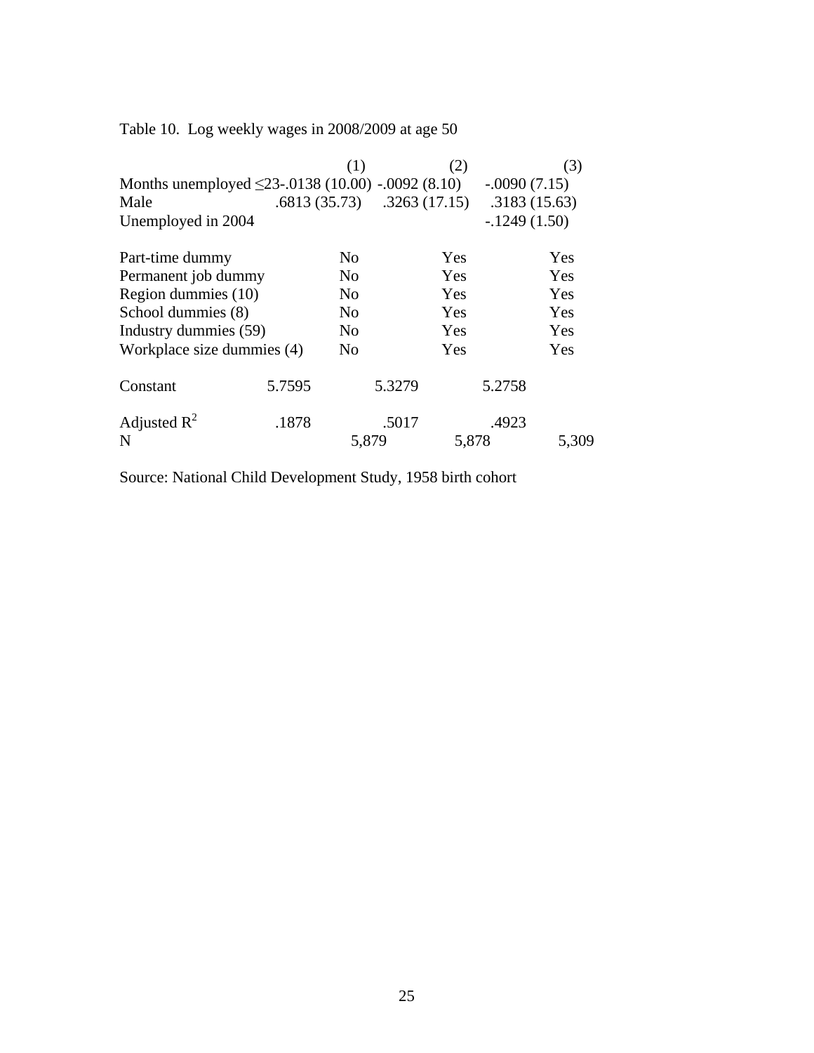Table 10. Log weekly wages in 2008/2009 at age 50

| | (1) | (2) | (3) |
|---|---|---|---|
| Months unemployed ≤23 | -.0138 (10.00) | -.0092 (8.10) | -.0090 (7.15) |
| Male | .6813 (35.73) | .3263 (17.15) | .3183 (15.63) |
| Unemployed in 2004 | | | -.1249 (1.50) |
| Part-time dummy | No | Yes | Yes |
| Permanent job dummy | No | Yes | Yes |
| Region dummies (10) | No | Yes | Yes |
| School dummies (8) | No | Yes | Yes |
| Industry dummies (59) | No | Yes | Yes |
| Workplace size dummies (4) | No | Yes | Yes |
| Constant | 5.7595 | 5.3279 | 5.2758 |
| Adjusted $R^2$ | .1878 | .5017 | .4923 |
| N | 5,879 | 5,878 | 5,309 |

Source: National Child Development Study, 1958 birth cohort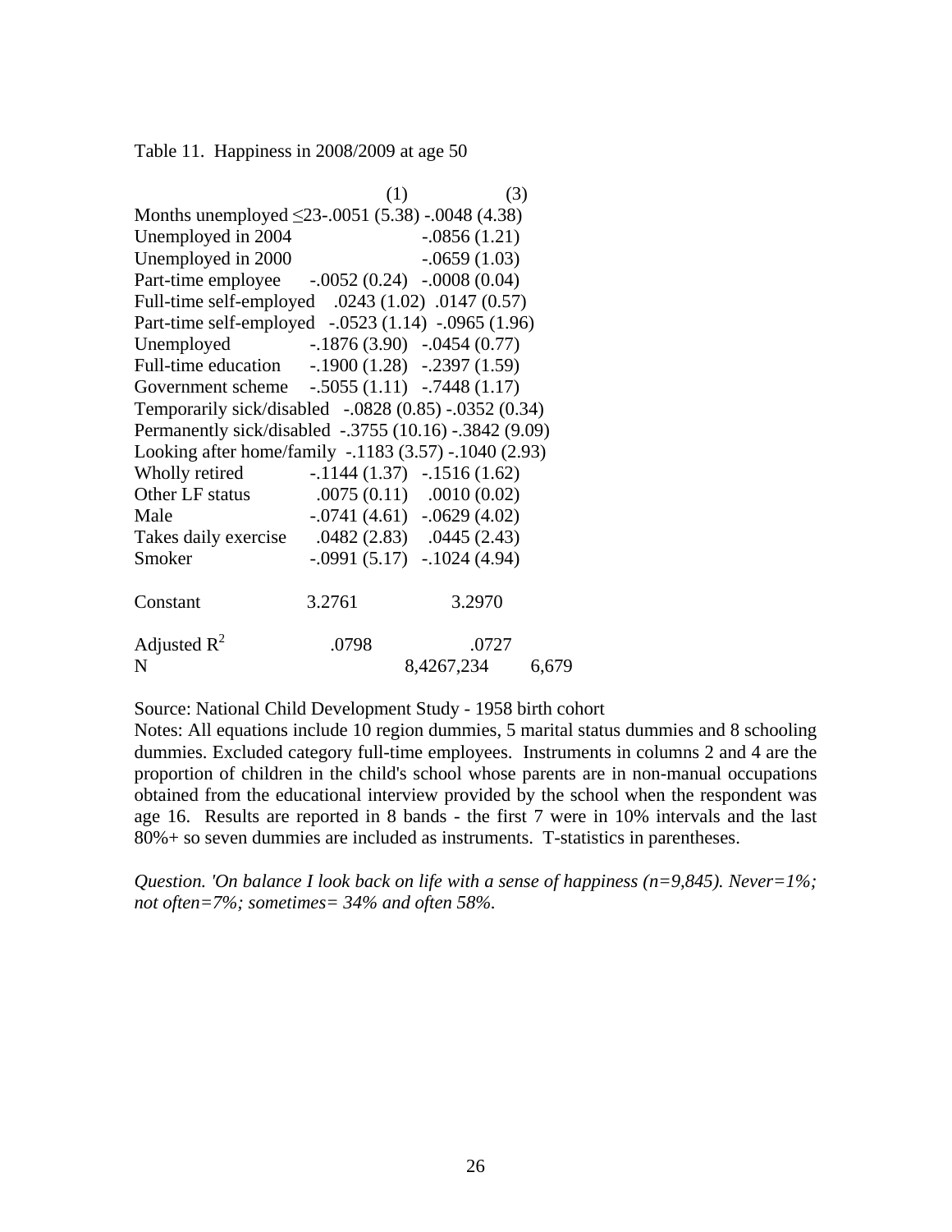Table 11. Happiness in 2008/2009 at age 50

| | (1) | (3) |
|---|---|---|
| Months unemployed ≤23 | -.0051 (5.38) | -.0048 (4.38) |
| Unemployed in 2004 | | -.0856 (1.21) |
| Unemployed in 2000 | | -.0659 (1.03) |
| Part-time employee | -.0052 (0.24) | -.0008 (0.04) |
| Full-time self-employed | .0243 (1.02) | .0147 (0.57) |
| Part-time self-employed | -.0523 (1.14) | -.0965 (1.96) |
| Unemployed | -.1876 (3.90) | -.0454 (0.77) |
| Full-time education | -.1900 (1.28) | -.2397 (1.59) |
| Government scheme | -.5055 (1.11) | -.7448 (1.17) |
| Temporarily sick/disabled | -.0828 (0.85) | -.0352 (0.34) |
| Permanently sick/disabled | -.3755 (10.16) | -.3842 (9.09) |
| Looking after home/family | -.1183 (3.57) | -.1040 (2.93) |
| Wholly retired | -.1144 (1.37) | -.1516 (1.62) |
| Other LF status | .0075 (0.11) | .0010 (0.02) |
| Male | -.0741 (4.61) | -.0629 (4.02) |
| Takes daily exercise | .0482 (2.83) | .0445 (2.43) |
| Smoker | -.0991 (5.17) | -.1024 (4.94) |
| Constant | 3.2761 | 3.2970 |
| Adjusted $R^2$ | .0798 | .0727 |
| N | 8,4267,234 | 6,679 |

Source: National Child Development Study - 1958 birth cohort

Notes: All equations include 10 region dummies, 5 marital status dummies and 8 schooling dummies. Excluded category full-time employees. Instruments in columns 2 and 4 are the proportion of children in the child's school whose parents are in non-manual occupations obtained from the educational interview provided by the school when the respondent was age 16. Results are reported in 8 bands - the first 7 were in 10% intervals and the last 80%+ so seven dummies are included as instruments. T-statistics in parentheses.

*Question. 'On balance I look back on life with a sense of happiness (n=9,845). Never=1%; not often=7%; sometimes= 34% and often 58%.*